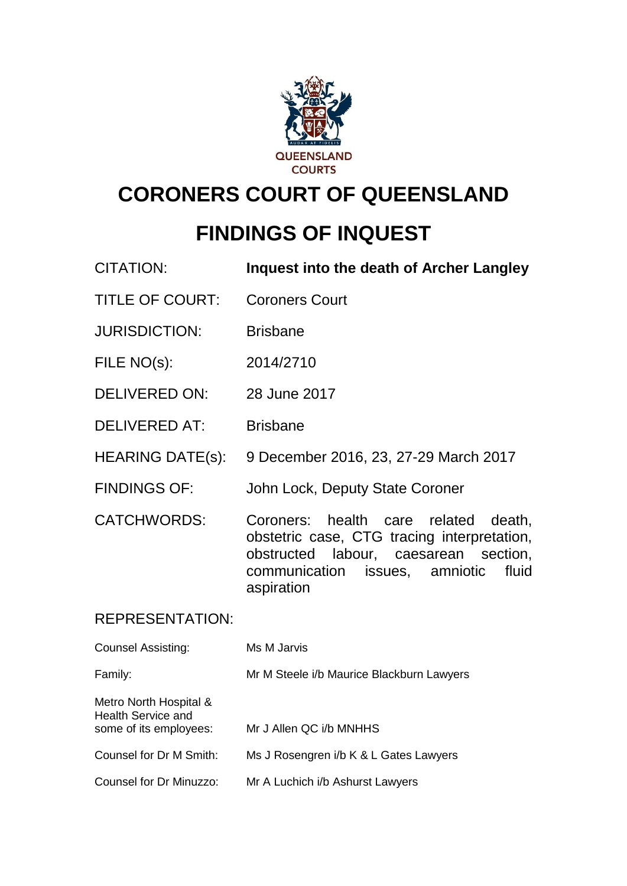QUEENSLAND COURTS

# CORONERS COURT OF QUEENSLAND

# FINDINGS OF INQUEST

| | |
|---|---|
| CITATION: | **Inquest into the death of Archer Langley** |
| TITLE OF COURT: | Coroners Court |
| JURISDICTION: | Brisbane |
| FILE NO(s): | 2014/2710 |
| DELIVERED ON: | 28 June 2017 |
| DELIVERED AT: | Brisbane |
| HEARING DATE(s): | 9 December 2016, 23, 27-29 March 2017 |
| FINDINGS OF: | John Lock, Deputy State Coroner |
| CATCHWORDS: | Coroners: health care related death, obstetric case, CTG tracing interpretation, obstructed labour, caesarean section, communication issues, amniotic fluid aspiration |

REPRESENTATION:

| | |
|---|---|
| Counsel Assisting: | Ms M Jarvis |
| Family: | Mr M Steele i/b Maurice Blackburn Lawyers |
| Metro North Hospital & Health Service and some of its employees: | Mr J Allen QC i/b MNHHS |
| Counsel for Dr M Smith: | Ms J Rosengren i/b K & L Gates Lawyers |
| Counsel for Dr Minuzzo: | Mr A Luchich i/b Ashurst Lawyers |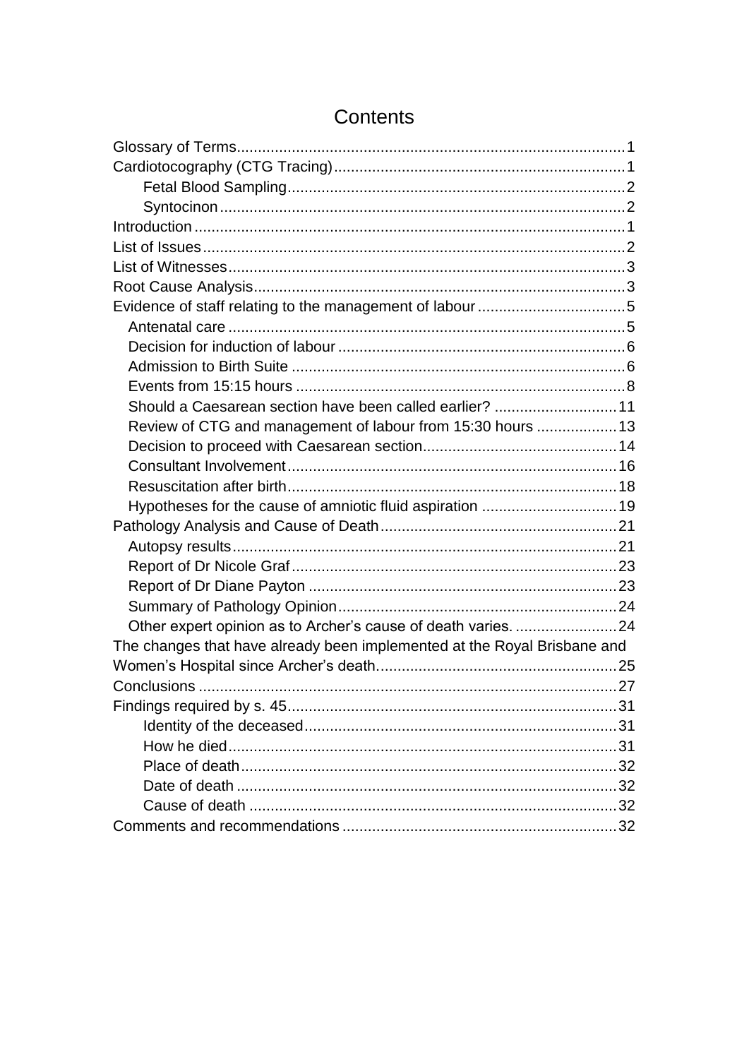# Contents

- Glossary of Terms ... 1
- Cardiotocography (CTG Tracing) ... 1
    - Fetal Blood Sampling ... 2
    - Syntocinon ... 2
- Introduction ... 1
- List of Issues ... 2
- List of Witnesses ... 3
- Root Cause Analysis ... 3
- Evidence of staff relating to the management of labour ... 5
  - Antenatal care ... 5
  - Decision for induction of labour ... 6
  - Admission to Birth Suite ... 6
  - Events from 15:15 hours ... 8
  - Should a Caesarean section have been called earlier? ... 11
  - Review of CTG and management of labour from 15:30 hours ... 13
  - Decision to proceed with Caesarean section ... 14
  - Consultant Involvement ... 16
  - Resuscitation after birth ... 18
  - Hypotheses for the cause of amniotic fluid aspiration ... 19
- Pathology Analysis and Cause of Death ... 21
  - Autopsy results ... 21
  - Report of Dr Nicole Graf ... 23
  - Report of Dr Diane Payton ... 23
  - Summary of Pathology Opinion ... 24
  - Other expert opinion as to Archer's cause of death varies. ... 24
- The changes that have already been implemented at the Royal Brisbane and Women's Hospital since Archer's death ... 25
- Conclusions ... 27
- Findings required by s. 45 ... 31
    - Identity of the deceased ... 31
    - How he died ... 31
    - Place of death ... 32
    - Date of death ... 32
    - Cause of death ... 32
- Comments and recommendations ... 32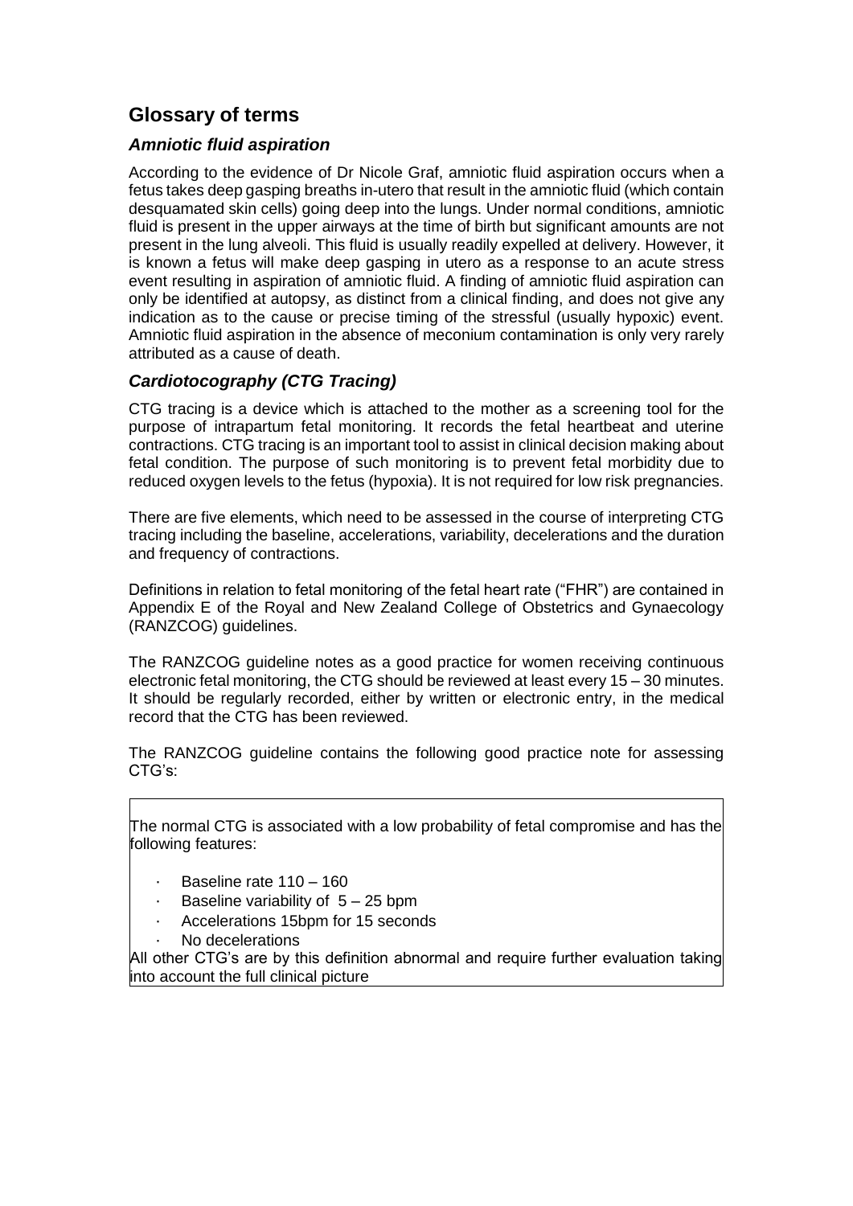## Glossary of terms

### *Amniotic fluid aspiration*

According to the evidence of Dr Nicole Graf, amniotic fluid aspiration occurs when a fetus takes deep gasping breaths in-utero that result in the amniotic fluid (which contain desquamated skin cells) going deep into the lungs. Under normal conditions, amniotic fluid is present in the upper airways at the time of birth but significant amounts are not present in the lung alveoli. This fluid is usually readily expelled at delivery. However, it is known a fetus will make deep gasping in utero as a response to an acute stress event resulting in aspiration of amniotic fluid. A finding of amniotic fluid aspiration can only be identified at autopsy, as distinct from a clinical finding, and does not give any indication as to the cause or precise timing of the stressful (usually hypoxic) event. Amniotic fluid aspiration in the absence of meconium contamination is only very rarely attributed as a cause of death.

### *Cardiotocography (CTG Tracing)*

CTG tracing is a device which is attached to the mother as a screening tool for the purpose of intrapartum fetal monitoring. It records the fetal heartbeat and uterine contractions. CTG tracing is an important tool to assist in clinical decision making about fetal condition. The purpose of such monitoring is to prevent fetal morbidity due to reduced oxygen levels to the fetus (hypoxia). It is not required for low risk pregnancies.

There are five elements, which need to be assessed in the course of interpreting CTG tracing including the baseline, accelerations, variability, decelerations and the duration and frequency of contractions.

Definitions in relation to fetal monitoring of the fetal heart rate ("FHR") are contained in Appendix E of the Royal and New Zealand College of Obstetrics and Gynaecology (RANZCOG) guidelines.

The RANZCOG guideline notes as a good practice for women receiving continuous electronic fetal monitoring, the CTG should be reviewed at least every 15 – 30 minutes. It should be regularly recorded, either by written or electronic entry, in the medical record that the CTG has been reviewed.

The RANZCOG guideline contains the following good practice note for assessing CTG's:

> The normal CTG is associated with a low probability of fetal compromise and has the following features:
>
> - Baseline rate 110 – 160
> - Baseline variability of 5 – 25 bpm
> - Accelerations 15bpm for 15 seconds
> - No decelerations
>
> All other CTG's are by this definition abnormal and require further evaluation taking into account the full clinical picture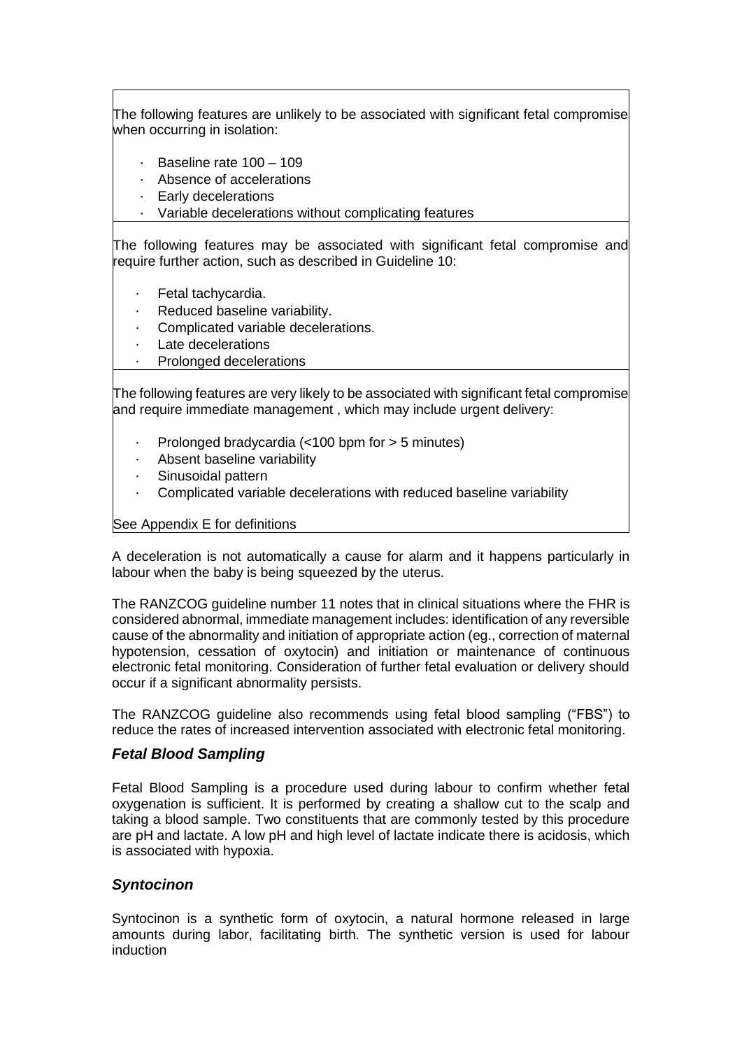The following features are unlikely to be associated with significant fetal compromise when occurring in isolation:

- Baseline rate 100 – 109
- Absence of accelerations
- Early decelerations
- Variable decelerations without complicating features

The following features may be associated with significant fetal compromise and require further action, such as described in Guideline 10:

- Fetal tachycardia.
- Reduced baseline variability.
- Complicated variable decelerations.
- Late decelerations
- Prolonged decelerations

The following features are very likely to be associated with significant fetal compromise and require immediate management , which may include urgent delivery:

- Prolonged bradycardia (<100 bpm for > 5 minutes)
- Absent baseline variability
- Sinusoidal pattern
- Complicated variable decelerations with reduced baseline variability

See Appendix E for definitions

A deceleration is not automatically a cause for alarm and it happens particularly in labour when the baby is being squeezed by the uterus.

The RANZCOG guideline number 11 notes that in clinical situations where the FHR is considered abnormal, immediate management includes: identification of any reversible cause of the abnormality and initiation of appropriate action (eg., correction of maternal hypotension, cessation of oxytocin) and initiation or maintenance of continuous electronic fetal monitoring. Consideration of further fetal evaluation or delivery should occur if a significant abnormality persists.

The RANZCOG guideline also recommends using fetal blood sampling ("FBS") to reduce the rates of increased intervention associated with electronic fetal monitoring.

### *Fetal Blood Sampling*

Fetal Blood Sampling is a procedure used during labour to confirm whether fetal oxygenation is sufficient. It is performed by creating a shallow cut to the scalp and taking a blood sample. Two constituents that are commonly tested by this procedure are pH and lactate. A low pH and high level of lactate indicate there is acidosis, which is associated with hypoxia.

### *Syntocinon*

Syntocinon is a synthetic form of oxytocin, a natural hormone released in large amounts during labor, facilitating birth. The synthetic version is used for labour induction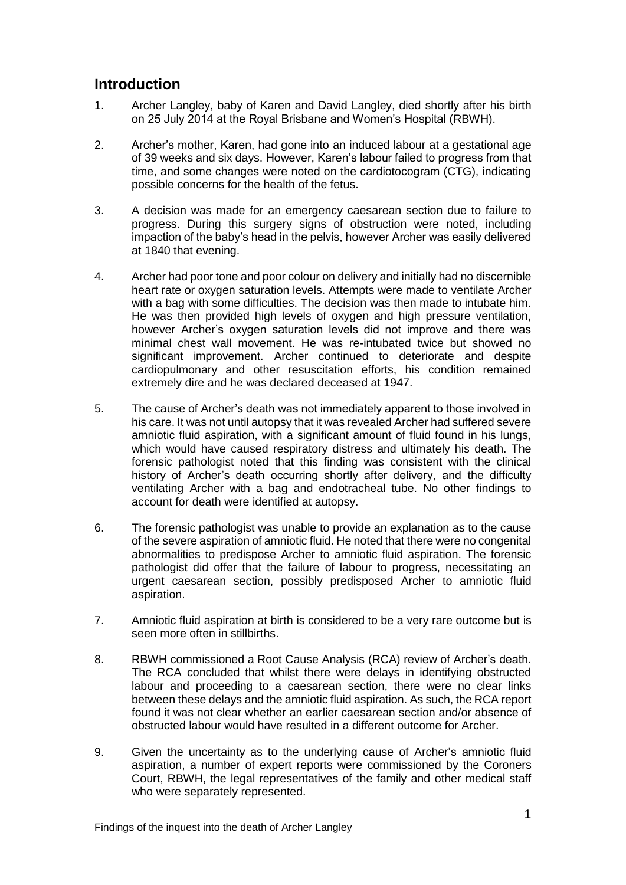## Introduction

1. Archer Langley, baby of Karen and David Langley, died shortly after his birth on 25 July 2014 at the Royal Brisbane and Women's Hospital (RBWH).

2. Archer's mother, Karen, had gone into an induced labour at a gestational age of 39 weeks and six days. However, Karen's labour failed to progress from that time, and some changes were noted on the cardiotocogram (CTG), indicating possible concerns for the health of the fetus.

3. A decision was made for an emergency caesarean section due to failure to progress. During this surgery signs of obstruction were noted, including impaction of the baby's head in the pelvis, however Archer was easily delivered at 1840 that evening.

4. Archer had poor tone and poor colour on delivery and initially had no discernible heart rate or oxygen saturation levels. Attempts were made to ventilate Archer with a bag with some difficulties. The decision was then made to intubate him. He was then provided high levels of oxygen and high pressure ventilation, however Archer's oxygen saturation levels did not improve and there was minimal chest wall movement. He was re-intubated twice but showed no significant improvement. Archer continued to deteriorate and despite cardiopulmonary and other resuscitation efforts, his condition remained extremely dire and he was declared deceased at 1947.

5. The cause of Archer's death was not immediately apparent to those involved in his care. It was not until autopsy that it was revealed Archer had suffered severe amniotic fluid aspiration, with a significant amount of fluid found in his lungs, which would have caused respiratory distress and ultimately his death. The forensic pathologist noted that this finding was consistent with the clinical history of Archer's death occurring shortly after delivery, and the difficulty ventilating Archer with a bag and endotracheal tube. No other findings to account for death were identified at autopsy.

6. The forensic pathologist was unable to provide an explanation as to the cause of the severe aspiration of amniotic fluid. He noted that there were no congenital abnormalities to predispose Archer to amniotic fluid aspiration. The forensic pathologist did offer that the failure of labour to progress, necessitating an urgent caesarean section, possibly predisposed Archer to amniotic fluid aspiration.

7. Amniotic fluid aspiration at birth is considered to be a very rare outcome but is seen more often in stillbirths.

8. RBWH commissioned a Root Cause Analysis (RCA) review of Archer's death. The RCA concluded that whilst there were delays in identifying obstructed labour and proceeding to a caesarean section, there were no clear links between these delays and the amniotic fluid aspiration. As such, the RCA report found it was not clear whether an earlier caesarean section and/or absence of obstructed labour would have resulted in a different outcome for Archer.

9. Given the uncertainty as to the underlying cause of Archer's amniotic fluid aspiration, a number of expert reports were commissioned by the Coroners Court, RBWH, the legal representatives of the family and other medical staff who were separately represented.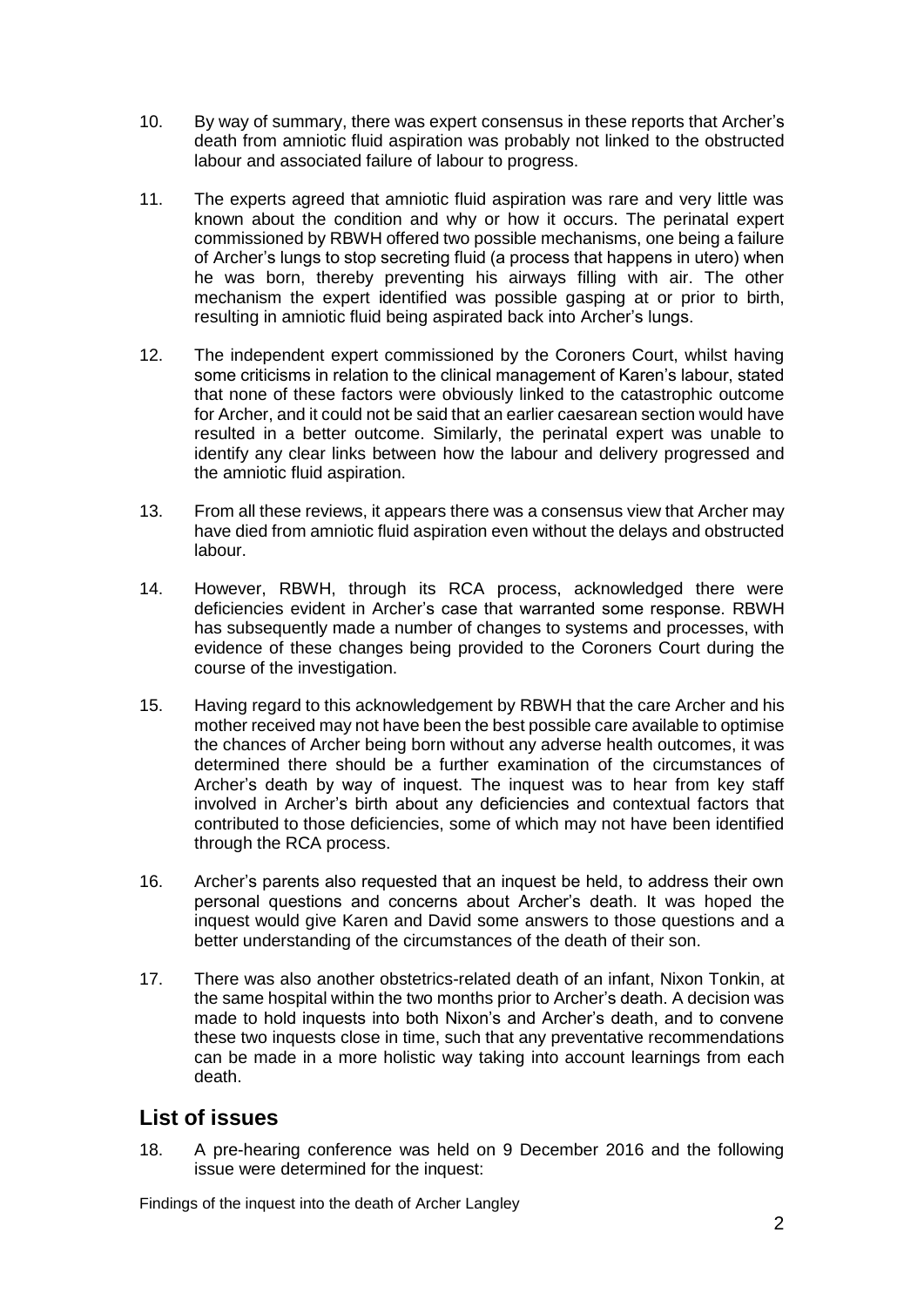10. By way of summary, there was expert consensus in these reports that Archer's death from amniotic fluid aspiration was probably not linked to the obstructed labour and associated failure of labour to progress.

11. The experts agreed that amniotic fluid aspiration was rare and very little was known about the condition and why or how it occurs. The perinatal expert commissioned by RBWH offered two possible mechanisms, one being a failure of Archer's lungs to stop secreting fluid (a process that happens in utero) when he was born, thereby preventing his airways filling with air. The other mechanism the expert identified was possible gasping at or prior to birth, resulting in amniotic fluid being aspirated back into Archer's lungs.

12. The independent expert commissioned by the Coroners Court, whilst having some criticisms in relation to the clinical management of Karen's labour, stated that none of these factors were obviously linked to the catastrophic outcome for Archer, and it could not be said that an earlier caesarean section would have resulted in a better outcome. Similarly, the perinatal expert was unable to identify any clear links between how the labour and delivery progressed and the amniotic fluid aspiration.

13. From all these reviews, it appears there was a consensus view that Archer may have died from amniotic fluid aspiration even without the delays and obstructed labour.

14. However, RBWH, through its RCA process, acknowledged there were deficiencies evident in Archer's case that warranted some response. RBWH has subsequently made a number of changes to systems and processes, with evidence of these changes being provided to the Coroners Court during the course of the investigation.

15. Having regard to this acknowledgement by RBWH that the care Archer and his mother received may not have been the best possible care available to optimise the chances of Archer being born without any adverse health outcomes, it was determined there should be a further examination of the circumstances of Archer's death by way of inquest. The inquest was to hear from key staff involved in Archer's birth about any deficiencies and contextual factors that contributed to those deficiencies, some of which may not have been identified through the RCA process.

16. Archer's parents also requested that an inquest be held, to address their own personal questions and concerns about Archer's death. It was hoped the inquest would give Karen and David some answers to those questions and a better understanding of the circumstances of the death of their son.

17. There was also another obstetrics-related death of an infant, Nixon Tonkin, at the same hospital within the two months prior to Archer's death. A decision was made to hold inquests into both Nixon's and Archer's death, and to convene these two inquests close in time, such that any preventative recommendations can be made in a more holistic way taking into account learnings from each death.

## List of issues

18. A pre-hearing conference was held on 9 December 2016 and the following issue were determined for the inquest: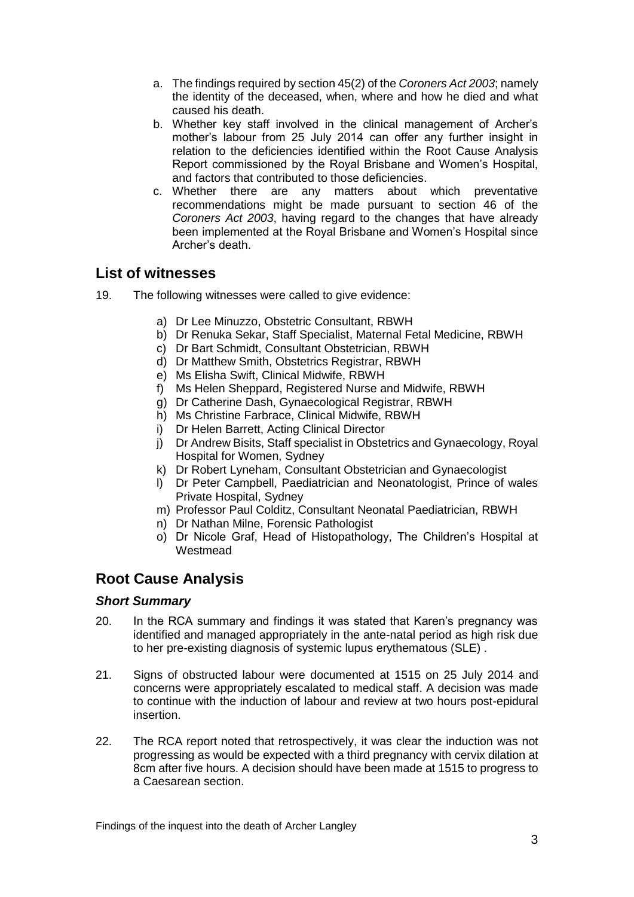a. The findings required by section 45(2) of the *Coroners Act 2003*; namely the identity of the deceased, when, where and how he died and what caused his death.
b. Whether key staff involved in the clinical management of Archer's mother's labour from 25 July 2014 can offer any further insight in relation to the deficiencies identified within the Root Cause Analysis Report commissioned by the Royal Brisbane and Women's Hospital, and factors that contributed to those deficiencies.
c. Whether there are any matters about which preventative recommendations might be made pursuant to section 46 of the *Coroners Act 2003*, having regard to the changes that have already been implemented at the Royal Brisbane and Women's Hospital since Archer's death.

## List of witnesses

19. The following witnesses were called to give evidence:

    a) Dr Lee Minuzzo, Obstetric Consultant, RBWH
    b) Dr Renuka Sekar, Staff Specialist, Maternal Fetal Medicine, RBWH
    c) Dr Bart Schmidt, Consultant Obstetrician, RBWH
    d) Dr Matthew Smith, Obstetrics Registrar, RBWH
    e) Ms Elisha Swift, Clinical Midwife, RBWH
    f) Ms Helen Sheppard, Registered Nurse and Midwife, RBWH
    g) Dr Catherine Dash, Gynaecological Registrar, RBWH
    h) Ms Christine Farbrace, Clinical Midwife, RBWH
    i) Dr Helen Barrett, Acting Clinical Director
    j) Dr Andrew Bisits, Staff specialist in Obstetrics and Gynaecology, Royal Hospital for Women, Sydney
    k) Dr Robert Lyneham, Consultant Obstetrician and Gynaecologist
    l) Dr Peter Campbell, Paediatrician and Neonatologist, Prince of wales Private Hospital, Sydney
    m) Professor Paul Colditz, Consultant Neonatal Paediatrician, RBWH
    n) Dr Nathan Milne, Forensic Pathologist
    o) Dr Nicole Graf, Head of Histopathology, The Children's Hospital at Westmead

## Root Cause Analysis

### *Short Summary*

20. In the RCA summary and findings it was stated that Karen's pregnancy was identified and managed appropriately in the ante-natal period as high risk due to her pre-existing diagnosis of systemic lupus erythematous (SLE) .

21. Signs of obstructed labour were documented at 1515 on 25 July 2014 and concerns were appropriately escalated to medical staff. A decision was made to continue with the induction of labour and review at two hours post-epidural insertion.

22. The RCA report noted that retrospectively, it was clear the induction was not progressing as would be expected with a third pregnancy with cervix dilation at 8cm after five hours. A decision should have been made at 1515 to progress to a Caesarean section.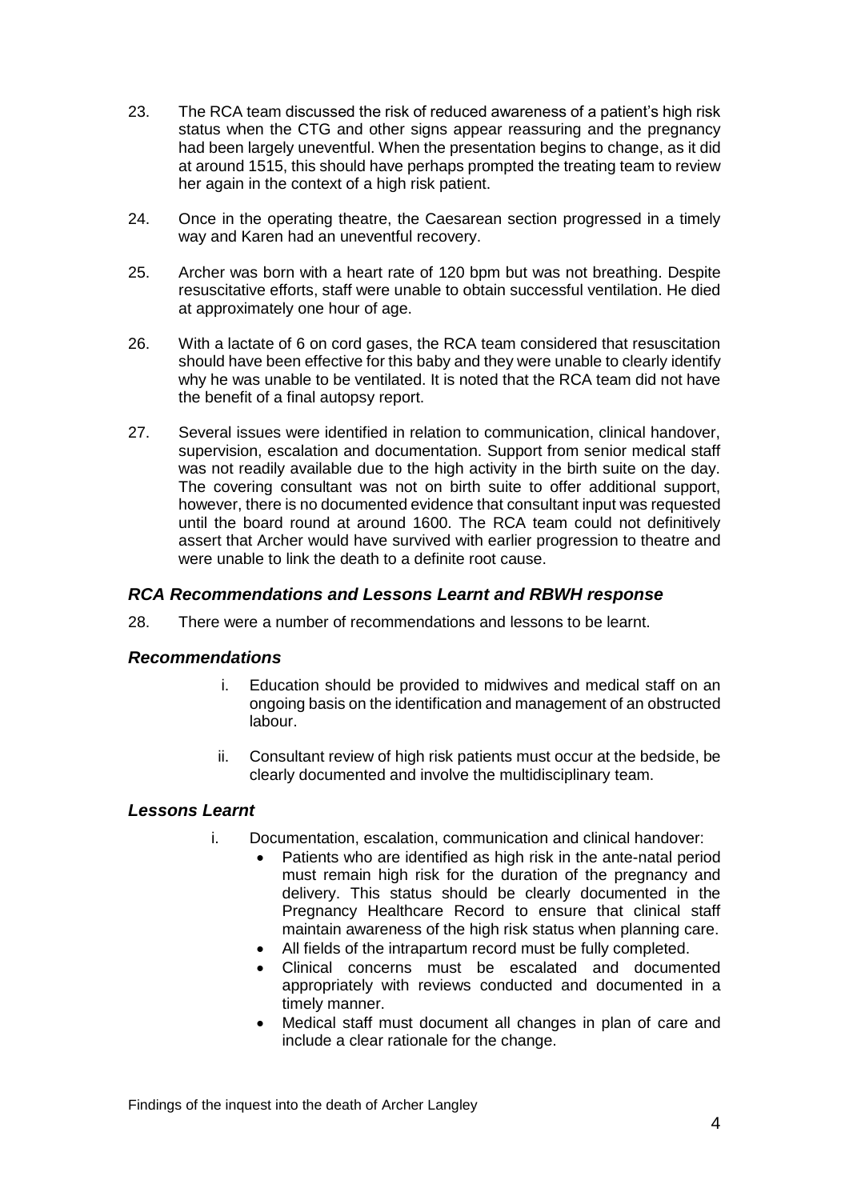23. The RCA team discussed the risk of reduced awareness of a patient's high risk status when the CTG and other signs appear reassuring and the pregnancy had been largely uneventful. When the presentation begins to change, as it did at around 1515, this should have perhaps prompted the treating team to review her again in the context of a high risk patient.

24. Once in the operating theatre, the Caesarean section progressed in a timely way and Karen had an uneventful recovery.

25. Archer was born with a heart rate of 120 bpm but was not breathing. Despite resuscitative efforts, staff were unable to obtain successful ventilation. He died at approximately one hour of age.

26. With a lactate of 6 on cord gases, the RCA team considered that resuscitation should have been effective for this baby and they were unable to clearly identify why he was unable to be ventilated. It is noted that the RCA team did not have the benefit of a final autopsy report.

27. Several issues were identified in relation to communication, clinical handover, supervision, escalation and documentation. Support from senior medical staff was not readily available due to the high activity in the birth suite on the day. The covering consultant was not on birth suite to offer additional support, however, there is no documented evidence that consultant input was requested until the board round at around 1600. The RCA team could not definitively assert that Archer would have survived with earlier progression to theatre and were unable to link the death to a definite root cause.

### *RCA Recommendations and Lessons Learnt and RBWH response*

28. There were a number of recommendations and lessons to be learnt.

### *Recommendations*

i. Education should be provided to midwives and medical staff on an ongoing basis on the identification and management of an obstructed labour.

ii. Consultant review of high risk patients must occur at the bedside, be clearly documented and involve the multidisciplinary team.

### *Lessons Learnt*

i. Documentation, escalation, communication and clinical handover:
   - Patients who are identified as high risk in the ante-natal period must remain high risk for the duration of the pregnancy and delivery. This status should be clearly documented in the Pregnancy Healthcare Record to ensure that clinical staff maintain awareness of the high risk status when planning care.
   - All fields of the intrapartum record must be fully completed.
   - Clinical concerns must be escalated and documented appropriately with reviews conducted and documented in a timely manner.
   - Medical staff must document all changes in plan of care and include a clear rationale for the change.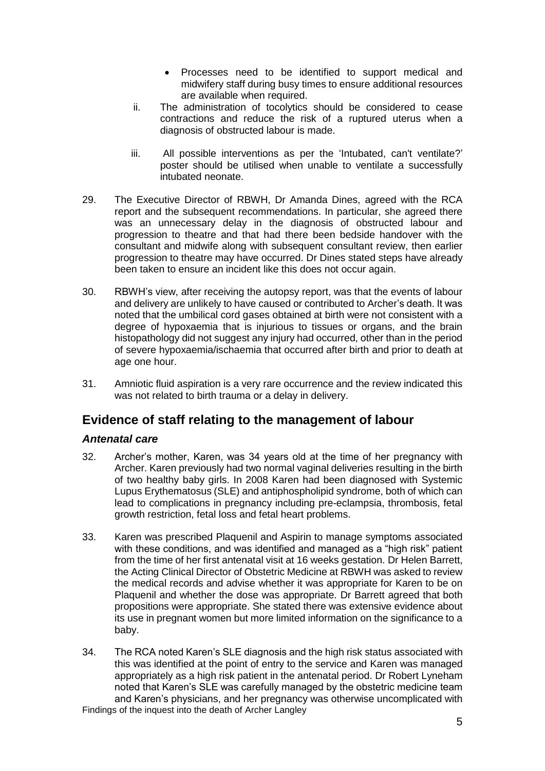- Processes need to be identified to support medical and midwifery staff during busy times to ensure additional resources are available when required.

ii. The administration of tocolytics should be considered to cease contractions and reduce the risk of a ruptured uterus when a diagnosis of obstructed labour is made.

iii. All possible interventions as per the 'Intubated, can't ventilate?' poster should be utilised when unable to ventilate a successfully intubated neonate.

29. The Executive Director of RBWH, Dr Amanda Dines, agreed with the RCA report and the subsequent recommendations. In particular, she agreed there was an unnecessary delay in the diagnosis of obstructed labour and progression to theatre and that had there been bedside handover with the consultant and midwife along with subsequent consultant review, then earlier progression to theatre may have occurred. Dr Dines stated steps have already been taken to ensure an incident like this does not occur again.

30. RBWH's view, after receiving the autopsy report, was that the events of labour and delivery are unlikely to have caused or contributed to Archer's death. It was noted that the umbilical cord gases obtained at birth were not consistent with a degree of hypoxaemia that is injurious to tissues or organs, and the brain histopathology did not suggest any injury had occurred, other than in the period of severe hypoxaemia/ischaemia that occurred after birth and prior to death at age one hour.

31. Amniotic fluid aspiration is a very rare occurrence and the review indicated this was not related to birth trauma or a delay in delivery.

## Evidence of staff relating to the management of labour

### *Antenatal care*

32. Archer's mother, Karen, was 34 years old at the time of her pregnancy with Archer. Karen previously had two normal vaginal deliveries resulting in the birth of two healthy baby girls. In 2008 Karen had been diagnosed with Systemic Lupus Erythematosus (SLE) and antiphospholipid syndrome, both of which can lead to complications in pregnancy including pre-eclampsia, thrombosis, fetal growth restriction, fetal loss and fetal heart problems.

33. Karen was prescribed Plaquenil and Aspirin to manage symptoms associated with these conditions, and was identified and managed as a "high risk" patient from the time of her first antenatal visit at 16 weeks gestation. Dr Helen Barrett, the Acting Clinical Director of Obstetric Medicine at RBWH was asked to review the medical records and advise whether it was appropriate for Karen to be on Plaquenil and whether the dose was appropriate. Dr Barrett agreed that both propositions were appropriate. She stated there was extensive evidence about its use in pregnant women but more limited information on the significance to a baby.

34. The RCA noted Karen's SLE diagnosis and the high risk status associated with this was identified at the point of entry to the service and Karen was managed appropriately as a high risk patient in the antenatal period. Dr Robert Lyneham noted that Karen's SLE was carefully managed by the obstetric medicine team and Karen's physicians, and her pregnancy was otherwise uncomplicated with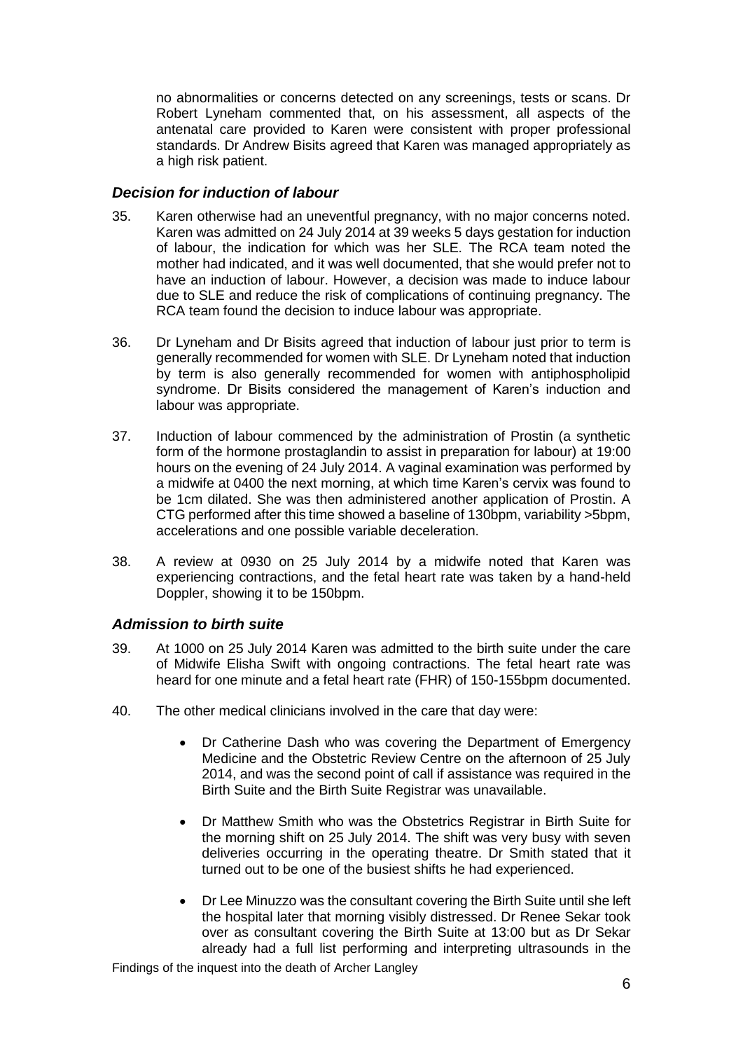no abnormalities or concerns detected on any screenings, tests or scans. Dr Robert Lyneham commented that, on his assessment, all aspects of the antenatal care provided to Karen were consistent with proper professional standards. Dr Andrew Bisits agreed that Karen was managed appropriately as a high risk patient.

### *Decision for induction of labour*

35. Karen otherwise had an uneventful pregnancy, with no major concerns noted. Karen was admitted on 24 July 2014 at 39 weeks 5 days gestation for induction of labour, the indication for which was her SLE. The RCA team noted the mother had indicated, and it was well documented, that she would prefer not to have an induction of labour. However, a decision was made to induce labour due to SLE and reduce the risk of complications of continuing pregnancy. The RCA team found the decision to induce labour was appropriate.

36. Dr Lyneham and Dr Bisits agreed that induction of labour just prior to term is generally recommended for women with SLE. Dr Lyneham noted that induction by term is also generally recommended for women with antiphospholipid syndrome. Dr Bisits considered the management of Karen's induction and labour was appropriate.

37. Induction of labour commenced by the administration of Prostin (a synthetic form of the hormone prostaglandin to assist in preparation for labour) at 19:00 hours on the evening of 24 July 2014. A vaginal examination was performed by a midwife at 0400 the next morning, at which time Karen's cervix was found to be 1cm dilated. She was then administered another application of Prostin. A CTG performed after this time showed a baseline of 130bpm, variability >5bpm, accelerations and one possible variable deceleration.

38. A review at 0930 on 25 July 2014 by a midwife noted that Karen was experiencing contractions, and the fetal heart rate was taken by a hand-held Doppler, showing it to be 150bpm.

### *Admission to birth suite*

39. At 1000 on 25 July 2014 Karen was admitted to the birth suite under the care of Midwife Elisha Swift with ongoing contractions. The fetal heart rate was heard for one minute and a fetal heart rate (FHR) of 150-155bpm documented.

40. The other medical clinicians involved in the care that day were:

    - Dr Catherine Dash who was covering the Department of Emergency Medicine and the Obstetric Review Centre on the afternoon of 25 July 2014, and was the second point of call if assistance was required in the Birth Suite and the Birth Suite Registrar was unavailable.

    - Dr Matthew Smith who was the Obstetrics Registrar in Birth Suite for the morning shift on 25 July 2014. The shift was very busy with seven deliveries occurring in the operating theatre. Dr Smith stated that it turned out to be one of the busiest shifts he had experienced.

    - Dr Lee Minuzzo was the consultant covering the Birth Suite until she left the hospital later that morning visibly distressed. Dr Renee Sekar took over as consultant covering the Birth Suite at 13:00 but as Dr Sekar already had a full list performing and interpreting ultrasounds in the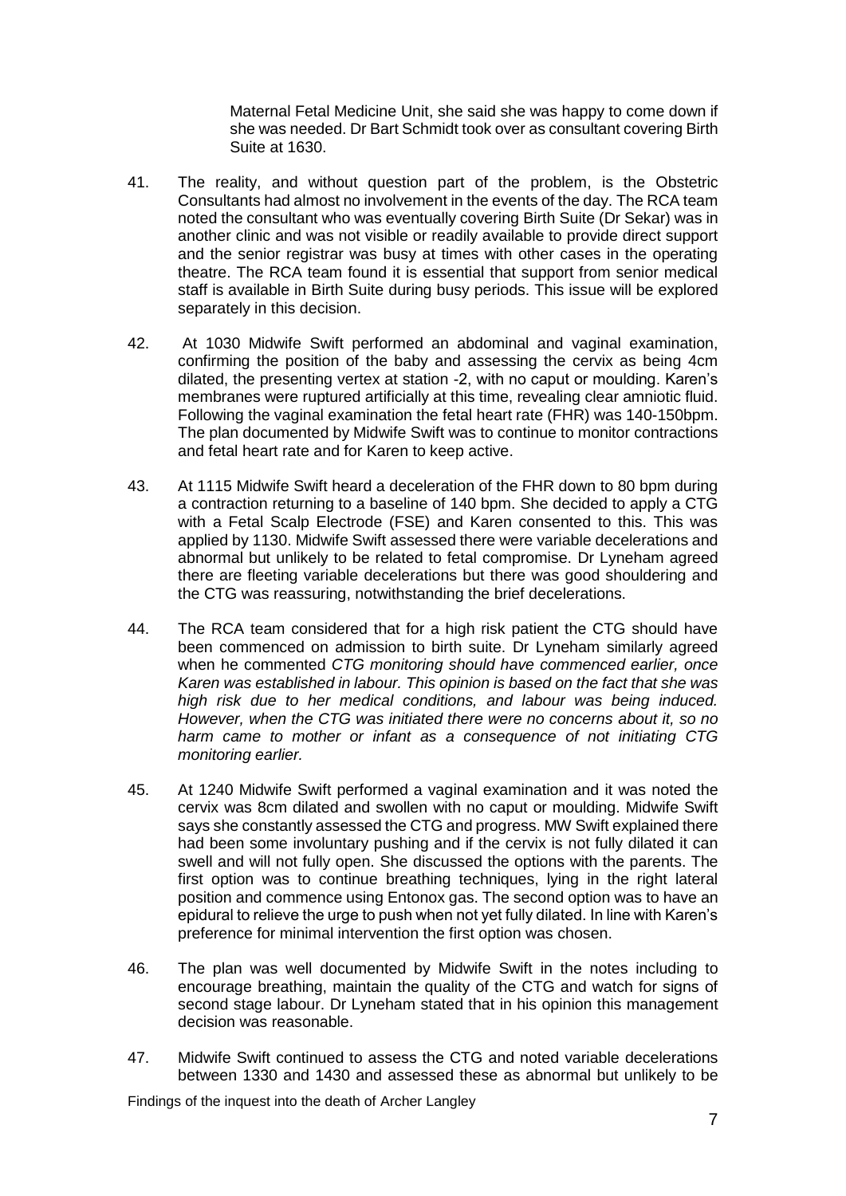Maternal Fetal Medicine Unit, she said she was happy to come down if she was needed. Dr Bart Schmidt took over as consultant covering Birth Suite at 1630.

41. The reality, and without question part of the problem, is the Obstetric Consultants had almost no involvement in the events of the day. The RCA team noted the consultant who was eventually covering Birth Suite (Dr Sekar) was in another clinic and was not visible or readily available to provide direct support and the senior registrar was busy at times with other cases in the operating theatre. The RCA team found it is essential that support from senior medical staff is available in Birth Suite during busy periods. This issue will be explored separately in this decision.

42. At 1030 Midwife Swift performed an abdominal and vaginal examination, confirming the position of the baby and assessing the cervix as being 4cm dilated, the presenting vertex at station -2, with no caput or moulding. Karen's membranes were ruptured artificially at this time, revealing clear amniotic fluid. Following the vaginal examination the fetal heart rate (FHR) was 140-150bpm. The plan documented by Midwife Swift was to continue to monitor contractions and fetal heart rate and for Karen to keep active.

43. At 1115 Midwife Swift heard a deceleration of the FHR down to 80 bpm during a contraction returning to a baseline of 140 bpm. She decided to apply a CTG with a Fetal Scalp Electrode (FSE) and Karen consented to this. This was applied by 1130. Midwife Swift assessed there were variable decelerations and abnormal but unlikely to be related to fetal compromise. Dr Lyneham agreed there are fleeting variable decelerations but there was good shouldering and the CTG was reassuring, notwithstanding the brief decelerations.

44. The RCA team considered that for a high risk patient the CTG should have been commenced on admission to birth suite. Dr Lyneham similarly agreed when he commented *CTG monitoring should have commenced earlier, once Karen was established in labour. This opinion is based on the fact that she was high risk due to her medical conditions, and labour was being induced. However, when the CTG was initiated there were no concerns about it, so no harm came to mother or infant as a consequence of not initiating CTG monitoring earlier.*

45. At 1240 Midwife Swift performed a vaginal examination and it was noted the cervix was 8cm dilated and swollen with no caput or moulding. Midwife Swift says she constantly assessed the CTG and progress. MW Swift explained there had been some involuntary pushing and if the cervix is not fully dilated it can swell and will not fully open. She discussed the options with the parents. The first option was to continue breathing techniques, lying in the right lateral position and commence using Entonox gas. The second option was to have an epidural to relieve the urge to push when not yet fully dilated. In line with Karen's preference for minimal intervention the first option was chosen.

46. The plan was well documented by Midwife Swift in the notes including to encourage breathing, maintain the quality of the CTG and watch for signs of second stage labour. Dr Lyneham stated that in his opinion this management decision was reasonable.

47. Midwife Swift continued to assess the CTG and noted variable decelerations between 1330 and 1430 and assessed these as abnormal but unlikely to be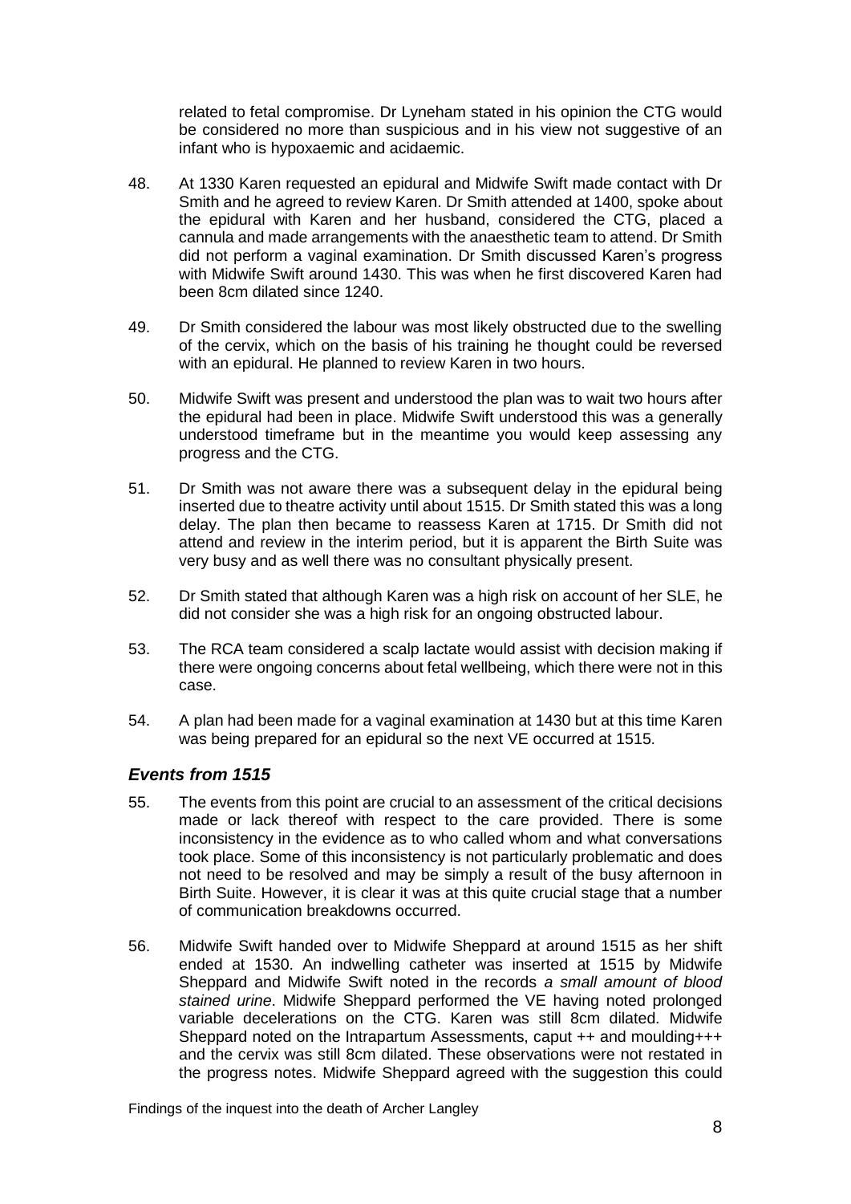related to fetal compromise. Dr Lyneham stated in his opinion the CTG would be considered no more than suspicious and in his view not suggestive of an infant who is hypoxaemic and acidaemic.

48. At 1330 Karen requested an epidural and Midwife Swift made contact with Dr Smith and he agreed to review Karen. Dr Smith attended at 1400, spoke about the epidural with Karen and her husband, considered the CTG, placed a cannula and made arrangements with the anaesthetic team to attend. Dr Smith did not perform a vaginal examination. Dr Smith discussed Karen's progress with Midwife Swift around 1430. This was when he first discovered Karen had been 8cm dilated since 1240.

49. Dr Smith considered the labour was most likely obstructed due to the swelling of the cervix, which on the basis of his training he thought could be reversed with an epidural. He planned to review Karen in two hours.

50. Midwife Swift was present and understood the plan was to wait two hours after the epidural had been in place. Midwife Swift understood this was a generally understood timeframe but in the meantime you would keep assessing any progress and the CTG.

51. Dr Smith was not aware there was a subsequent delay in the epidural being inserted due to theatre activity until about 1515. Dr Smith stated this was a long delay. The plan then became to reassess Karen at 1715. Dr Smith did not attend and review in the interim period, but it is apparent the Birth Suite was very busy and as well there was no consultant physically present.

52. Dr Smith stated that although Karen was a high risk on account of her SLE, he did not consider she was a high risk for an ongoing obstructed labour.

53. The RCA team considered a scalp lactate would assist with decision making if there were ongoing concerns about fetal wellbeing, which there were not in this case.

54. A plan had been made for a vaginal examination at 1430 but at this time Karen was being prepared for an epidural so the next VE occurred at 1515.

### *Events from 1515*

55. The events from this point are crucial to an assessment of the critical decisions made or lack thereof with respect to the care provided. There is some inconsistency in the evidence as to who called whom and what conversations took place. Some of this inconsistency is not particularly problematic and does not need to be resolved and may be simply a result of the busy afternoon in Birth Suite. However, it is clear it was at this quite crucial stage that a number of communication breakdowns occurred.

56. Midwife Swift handed over to Midwife Sheppard at around 1515 as her shift ended at 1530. An indwelling catheter was inserted at 1515 by Midwife Sheppard and Midwife Swift noted in the records *a small amount of blood stained urine*. Midwife Sheppard performed the VE having noted prolonged variable decelerations on the CTG. Karen was still 8cm dilated. Midwife Sheppard noted on the Intrapartum Assessments, caput ++ and moulding+++ and the cervix was still 8cm dilated. These observations were not restated in the progress notes. Midwife Sheppard agreed with the suggestion this could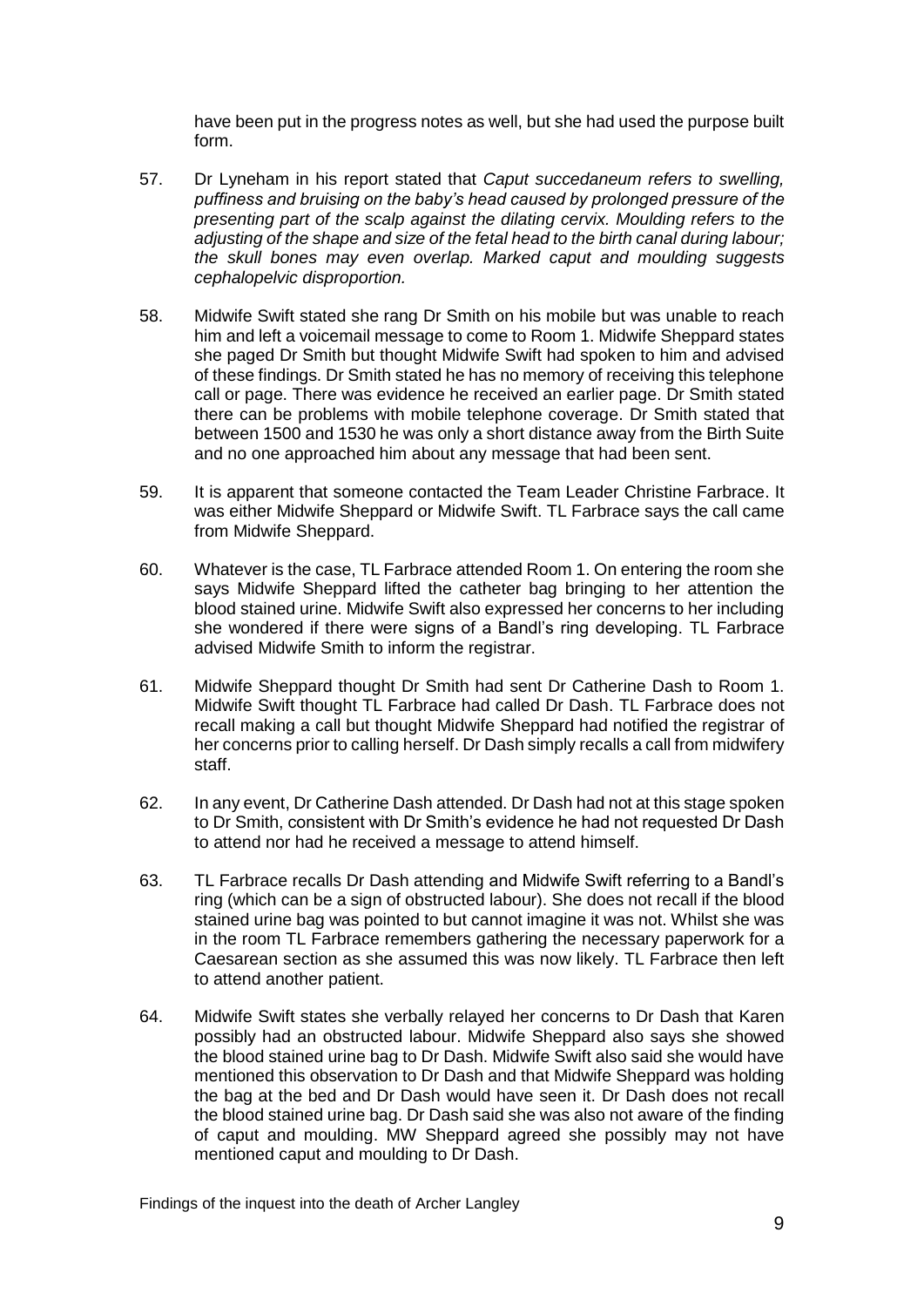have been put in the progress notes as well, but she had used the purpose built form.

57. Dr Lyneham in his report stated that *Caput succedaneum refers to swelling, puffiness and bruising on the baby's head caused by prolonged pressure of the presenting part of the scalp against the dilating cervix. Moulding refers to the adjusting of the shape and size of the fetal head to the birth canal during labour; the skull bones may even overlap. Marked caput and moulding suggests cephalopelvic disproportion.*

58. Midwife Swift stated she rang Dr Smith on his mobile but was unable to reach him and left a voicemail message to come to Room 1. Midwife Sheppard states she paged Dr Smith but thought Midwife Swift had spoken to him and advised of these findings. Dr Smith stated he has no memory of receiving this telephone call or page. There was evidence he received an earlier page. Dr Smith stated there can be problems with mobile telephone coverage. Dr Smith stated that between 1500 and 1530 he was only a short distance away from the Birth Suite and no one approached him about any message that had been sent.

59. It is apparent that someone contacted the Team Leader Christine Farbrace. It was either Midwife Sheppard or Midwife Swift. TL Farbrace says the call came from Midwife Sheppard.

60. Whatever is the case, TL Farbrace attended Room 1. On entering the room she says Midwife Sheppard lifted the catheter bag bringing to her attention the blood stained urine. Midwife Swift also expressed her concerns to her including she wondered if there were signs of a Bandl's ring developing. TL Farbrace advised Midwife Smith to inform the registrar.

61. Midwife Sheppard thought Dr Smith had sent Dr Catherine Dash to Room 1. Midwife Swift thought TL Farbrace had called Dr Dash. TL Farbrace does not recall making a call but thought Midwife Sheppard had notified the registrar of her concerns prior to calling herself. Dr Dash simply recalls a call from midwifery staff.

62. In any event, Dr Catherine Dash attended. Dr Dash had not at this stage spoken to Dr Smith, consistent with Dr Smith's evidence he had not requested Dr Dash to attend nor had he received a message to attend himself.

63. TL Farbrace recalls Dr Dash attending and Midwife Swift referring to a Bandl's ring (which can be a sign of obstructed labour). She does not recall if the blood stained urine bag was pointed to but cannot imagine it was not. Whilst she was in the room TL Farbrace remembers gathering the necessary paperwork for a Caesarean section as she assumed this was now likely. TL Farbrace then left to attend another patient.

64. Midwife Swift states she verbally relayed her concerns to Dr Dash that Karen possibly had an obstructed labour. Midwife Sheppard also says she showed the blood stained urine bag to Dr Dash. Midwife Swift also said she would have mentioned this observation to Dr Dash and that Midwife Sheppard was holding the bag at the bed and Dr Dash would have seen it. Dr Dash does not recall the blood stained urine bag. Dr Dash said she was also not aware of the finding of caput and moulding. MW Sheppard agreed she possibly may not have mentioned caput and moulding to Dr Dash.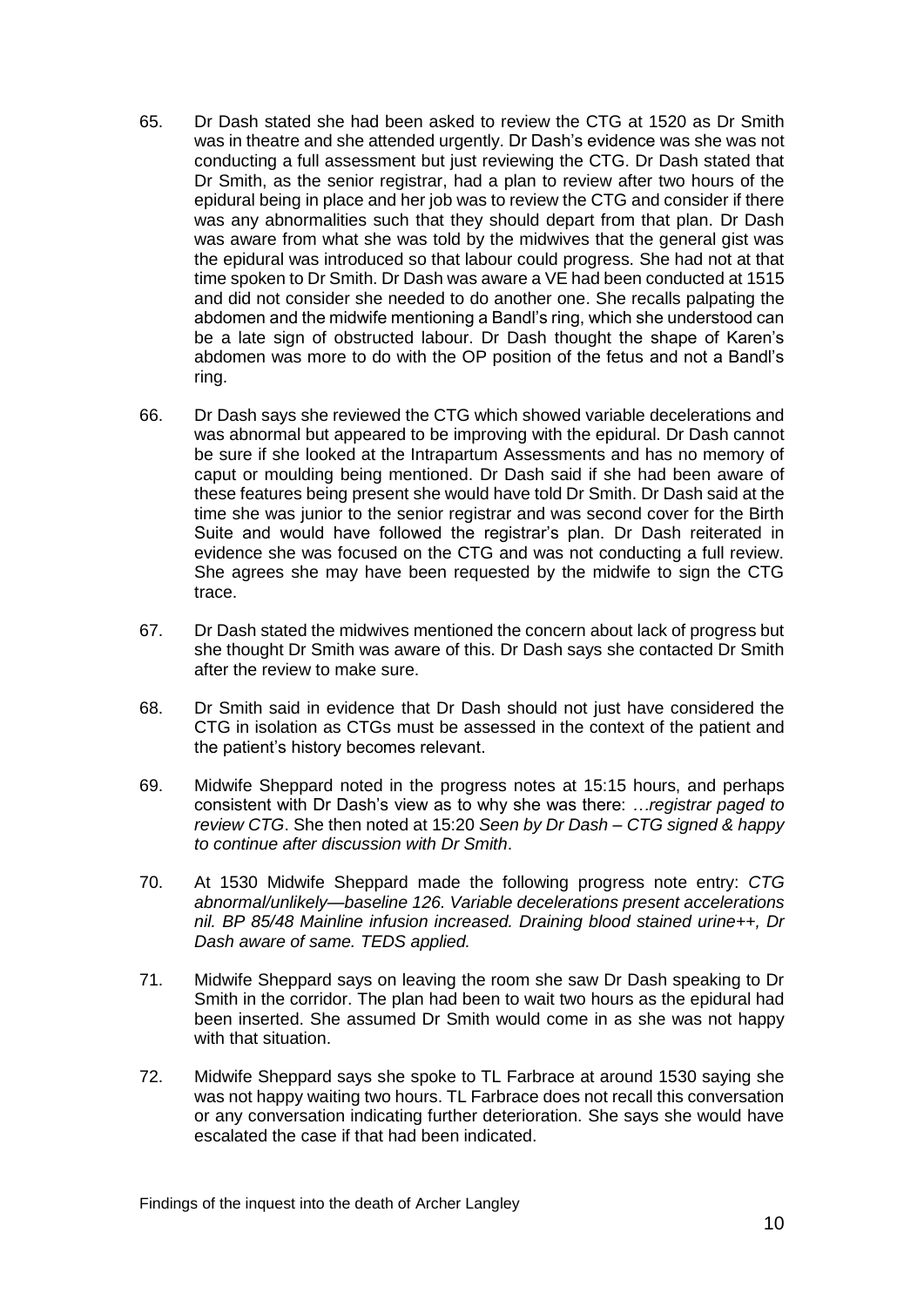65. Dr Dash stated she had been asked to review the CTG at 1520 as Dr Smith was in theatre and she attended urgently. Dr Dash's evidence was she was not conducting a full assessment but just reviewing the CTG. Dr Dash stated that Dr Smith, as the senior registrar, had a plan to review after two hours of the epidural being in place and her job was to review the CTG and consider if there was any abnormalities such that they should depart from that plan. Dr Dash was aware from what she was told by the midwives that the general gist was the epidural was introduced so that labour could progress. She had not at that time spoken to Dr Smith. Dr Dash was aware a VE had been conducted at 1515 and did not consider she needed to do another one. She recalls palpating the abdomen and the midwife mentioning a Bandl's ring, which she understood can be a late sign of obstructed labour. Dr Dash thought the shape of Karen's abdomen was more to do with the OP position of the fetus and not a Bandl's ring.

66. Dr Dash says she reviewed the CTG which showed variable decelerations and was abnormal but appeared to be improving with the epidural. Dr Dash cannot be sure if she looked at the Intrapartum Assessments and has no memory of caput or moulding being mentioned. Dr Dash said if she had been aware of these features being present she would have told Dr Smith. Dr Dash said at the time she was junior to the senior registrar and was second cover for the Birth Suite and would have followed the registrar's plan. Dr Dash reiterated in evidence she was focused on the CTG and was not conducting a full review. She agrees she may have been requested by the midwife to sign the CTG trace.

67. Dr Dash stated the midwives mentioned the concern about lack of progress but she thought Dr Smith was aware of this. Dr Dash says she contacted Dr Smith after the review to make sure.

68. Dr Smith said in evidence that Dr Dash should not just have considered the CTG in isolation as CTGs must be assessed in the context of the patient and the patient's history becomes relevant.

69. Midwife Sheppard noted in the progress notes at 15:15 hours, and perhaps consistent with Dr Dash's view as to why she was there: *…registrar paged to review CTG*. She then noted at 15:20 *Seen by Dr Dash – CTG signed & happy to continue after discussion with Dr Smith*.

70. At 1530 Midwife Sheppard made the following progress note entry: *CTG abnormal/unlikely—baseline 126. Variable decelerations present accelerations nil. BP 85/48 Mainline infusion increased. Draining blood stained urine++, Dr Dash aware of same. TEDS applied.*

71. Midwife Sheppard says on leaving the room she saw Dr Dash speaking to Dr Smith in the corridor. The plan had been to wait two hours as the epidural had been inserted. She assumed Dr Smith would come in as she was not happy with that situation.

72. Midwife Sheppard says she spoke to TL Farbrace at around 1530 saying she was not happy waiting two hours. TL Farbrace does not recall this conversation or any conversation indicating further deterioration. She says she would have escalated the case if that had been indicated.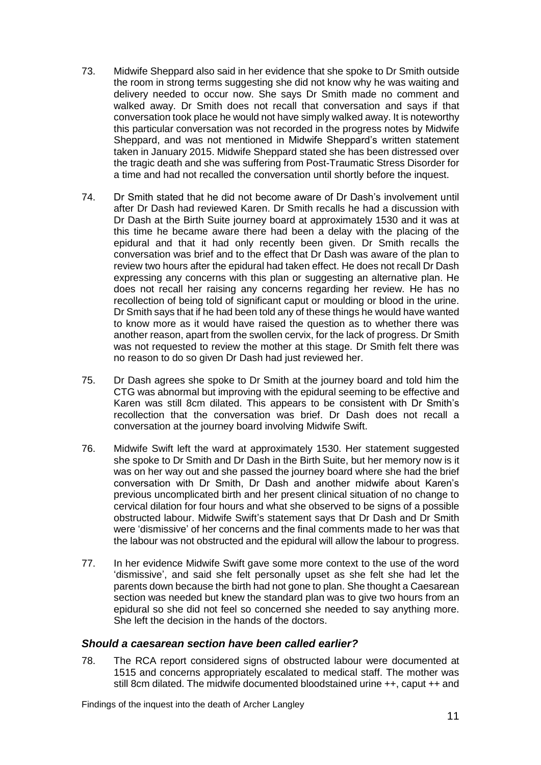73. Midwife Sheppard also said in her evidence that she spoke to Dr Smith outside the room in strong terms suggesting she did not know why he was waiting and delivery needed to occur now. She says Dr Smith made no comment and walked away. Dr Smith does not recall that conversation and says if that conversation took place he would not have simply walked away. It is noteworthy this particular conversation was not recorded in the progress notes by Midwife Sheppard, and was not mentioned in Midwife Sheppard's written statement taken in January 2015. Midwife Sheppard stated she has been distressed over the tragic death and she was suffering from Post-Traumatic Stress Disorder for a time and had not recalled the conversation until shortly before the inquest.

74. Dr Smith stated that he did not become aware of Dr Dash's involvement until after Dr Dash had reviewed Karen. Dr Smith recalls he had a discussion with Dr Dash at the Birth Suite journey board at approximately 1530 and it was at this time he became aware there had been a delay with the placing of the epidural and that it had only recently been given. Dr Smith recalls the conversation was brief and to the effect that Dr Dash was aware of the plan to review two hours after the epidural had taken effect. He does not recall Dr Dash expressing any concerns with this plan or suggesting an alternative plan. He does not recall her raising any concerns regarding her review. He has no recollection of being told of significant caput or moulding or blood in the urine. Dr Smith says that if he had been told any of these things he would have wanted to know more as it would have raised the question as to whether there was another reason, apart from the swollen cervix, for the lack of progress. Dr Smith was not requested to review the mother at this stage. Dr Smith felt there was no reason to do so given Dr Dash had just reviewed her.

75. Dr Dash agrees she spoke to Dr Smith at the journey board and told him the CTG was abnormal but improving with the epidural seeming to be effective and Karen was still 8cm dilated. This appears to be consistent with Dr Smith's recollection that the conversation was brief. Dr Dash does not recall a conversation at the journey board involving Midwife Swift.

76. Midwife Swift left the ward at approximately 1530. Her statement suggested she spoke to Dr Smith and Dr Dash in the Birth Suite, but her memory now is it was on her way out and she passed the journey board where she had the brief conversation with Dr Smith, Dr Dash and another midwife about Karen's previous uncomplicated birth and her present clinical situation of no change to cervical dilation for four hours and what she observed to be signs of a possible obstructed labour. Midwife Swift's statement says that Dr Dash and Dr Smith were 'dismissive' of her concerns and the final comments made to her was that the labour was not obstructed and the epidural will allow the labour to progress.

77. In her evidence Midwife Swift gave some more context to the use of the word 'dismissive', and said she felt personally upset as she felt she had let the parents down because the birth had not gone to plan. She thought a Caesarean section was needed but knew the standard plan was to give two hours from an epidural so she did not feel so concerned she needed to say anything more. She left the decision in the hands of the doctors.

### *Should a caesarean section have been called earlier?*

78. The RCA report considered signs of obstructed labour were documented at 1515 and concerns appropriately escalated to medical staff. The mother was still 8cm dilated. The midwife documented bloodstained urine ++, caput ++ and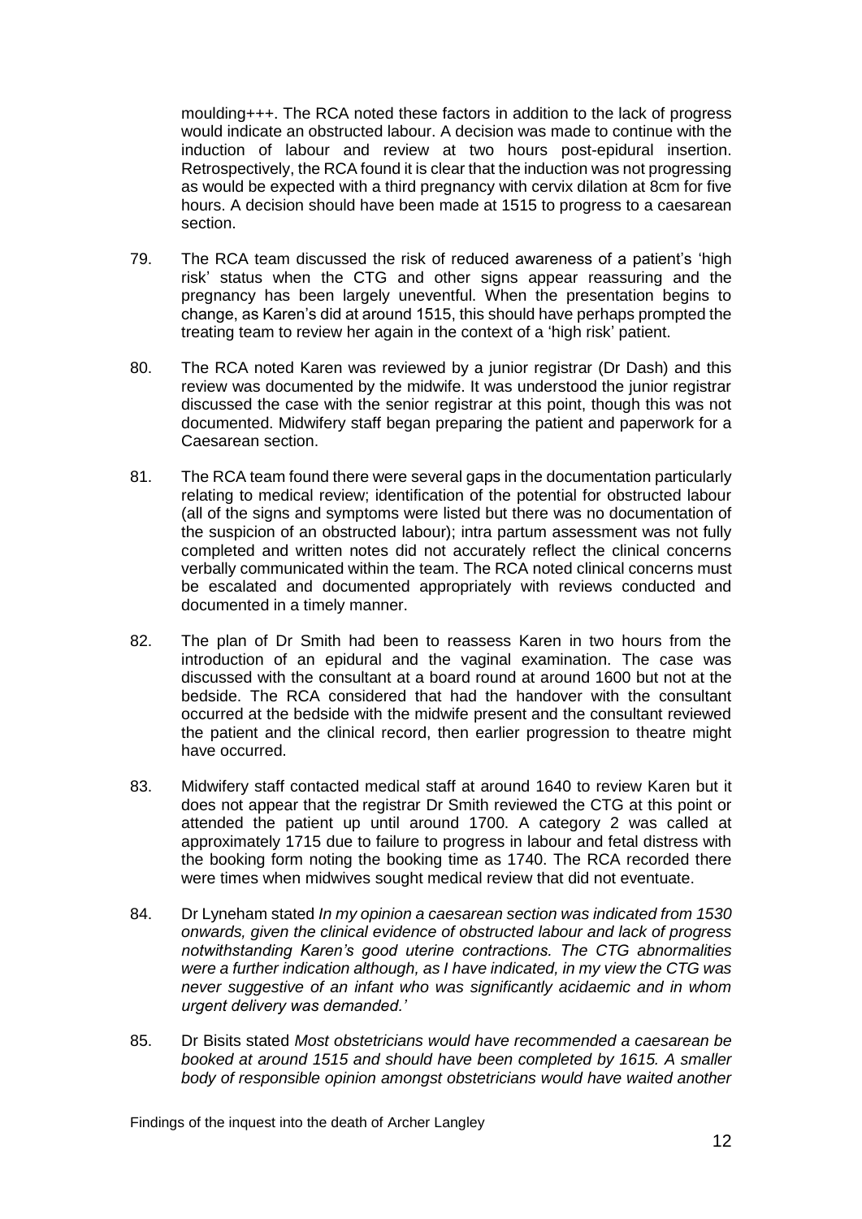moulding+++. The RCA noted these factors in addition to the lack of progress would indicate an obstructed labour. A decision was made to continue with the induction of labour and review at two hours post-epidural insertion. Retrospectively, the RCA found it is clear that the induction was not progressing as would be expected with a third pregnancy with cervix dilation at 8cm for five hours. A decision should have been made at 1515 to progress to a caesarean section.

79. The RCA team discussed the risk of reduced awareness of a patient's 'high risk' status when the CTG and other signs appear reassuring and the pregnancy has been largely uneventful. When the presentation begins to change, as Karen's did at around 1515, this should have perhaps prompted the treating team to review her again in the context of a 'high risk' patient.

80. The RCA noted Karen was reviewed by a junior registrar (Dr Dash) and this review was documented by the midwife. It was understood the junior registrar discussed the case with the senior registrar at this point, though this was not documented. Midwifery staff began preparing the patient and paperwork for a Caesarean section.

81. The RCA team found there were several gaps in the documentation particularly relating to medical review; identification of the potential for obstructed labour (all of the signs and symptoms were listed but there was no documentation of the suspicion of an obstructed labour); intra partum assessment was not fully completed and written notes did not accurately reflect the clinical concerns verbally communicated within the team. The RCA noted clinical concerns must be escalated and documented appropriately with reviews conducted and documented in a timely manner.

82. The plan of Dr Smith had been to reassess Karen in two hours from the introduction of an epidural and the vaginal examination. The case was discussed with the consultant at a board round at around 1600 but not at the bedside. The RCA considered that had the handover with the consultant occurred at the bedside with the midwife present and the consultant reviewed the patient and the clinical record, then earlier progression to theatre might have occurred.

83. Midwifery staff contacted medical staff at around 1640 to review Karen but it does not appear that the registrar Dr Smith reviewed the CTG at this point or attended the patient up until around 1700. A category 2 was called at approximately 1715 due to failure to progress in labour and fetal distress with the booking form noting the booking time as 1740. The RCA recorded there were times when midwives sought medical review that did not eventuate.

84. Dr Lyneham stated *In my opinion a caesarean section was indicated from 1530 onwards, given the clinical evidence of obstructed labour and lack of progress notwithstanding Karen's good uterine contractions. The CTG abnormalities were a further indication although, as I have indicated, in my view the CTG was never suggestive of an infant who was significantly acidaemic and in whom urgent delivery was demanded.'*

85. Dr Bisits stated *Most obstetricians would have recommended a caesarean be booked at around 1515 and should have been completed by 1615. A smaller body of responsible opinion amongst obstetricians would have waited another*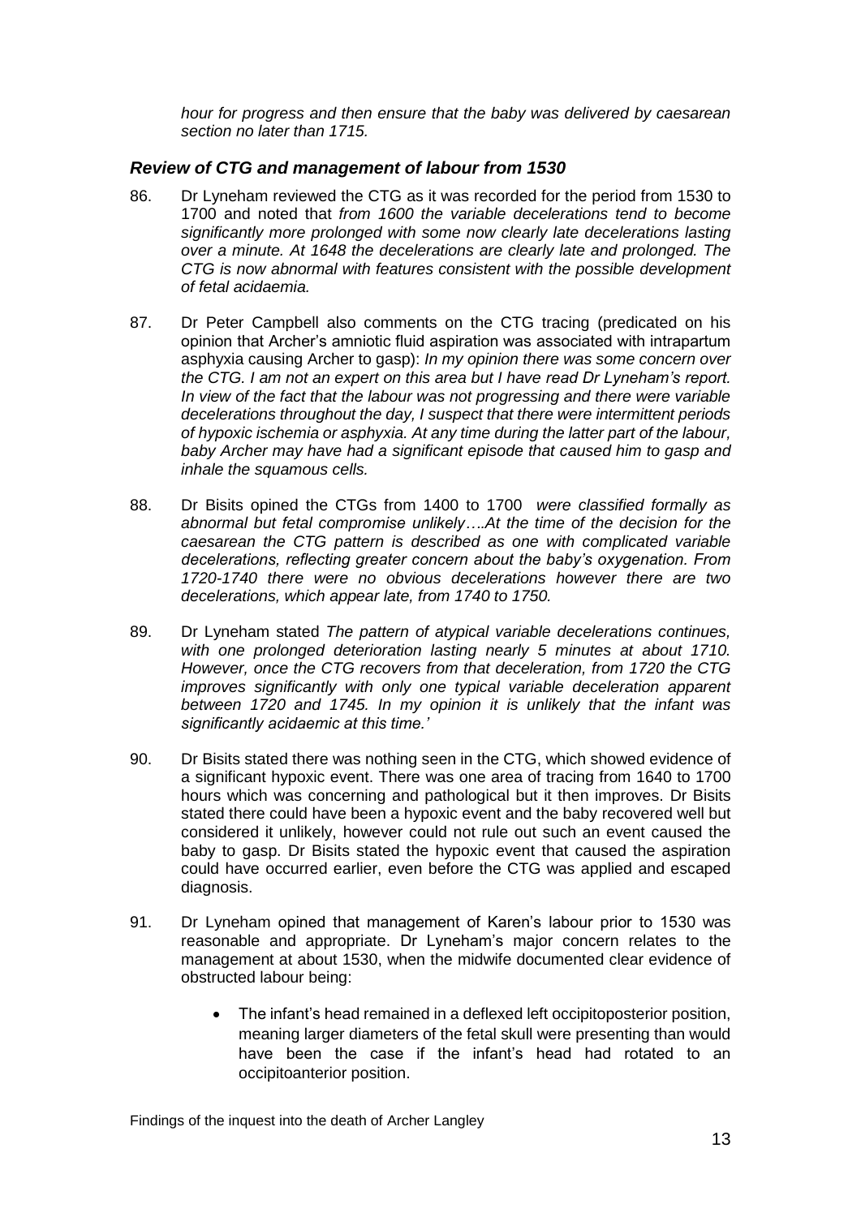*hour for progress and then ensure that the baby was delivered by caesarean section no later than 1715.*

### *Review of CTG and management of labour from 1530*

86. Dr Lyneham reviewed the CTG as it was recorded for the period from 1530 to 1700 and noted that *from 1600 the variable decelerations tend to become significantly more prolonged with some now clearly late decelerations lasting over a minute. At 1648 the decelerations are clearly late and prolonged. The CTG is now abnormal with features consistent with the possible development of fetal acidaemia.*

87. Dr Peter Campbell also comments on the CTG tracing (predicated on his opinion that Archer's amniotic fluid aspiration was associated with intrapartum asphyxia causing Archer to gasp): *In my opinion there was some concern over the CTG. I am not an expert on this area but I have read Dr Lyneham's report. In view of the fact that the labour was not progressing and there were variable decelerations throughout the day, I suspect that there were intermittent periods of hypoxic ischemia or asphyxia. At any time during the latter part of the labour, baby Archer may have had a significant episode that caused him to gasp and inhale the squamous cells.*

88. Dr Bisits opined the CTGs from 1400 to 1700 *were classified formally as abnormal but fetal compromise unlikely….At the time of the decision for the caesarean the CTG pattern is described as one with complicated variable decelerations, reflecting greater concern about the baby's oxygenation. From 1720-1740 there were no obvious decelerations however there are two decelerations, which appear late, from 1740 to 1750.*

89. Dr Lyneham stated *The pattern of atypical variable decelerations continues, with one prolonged deterioration lasting nearly 5 minutes at about 1710. However, once the CTG recovers from that deceleration, from 1720 the CTG improves significantly with only one typical variable deceleration apparent between 1720 and 1745. In my opinion it is unlikely that the infant was significantly acidaemic at this time.'*

90. Dr Bisits stated there was nothing seen in the CTG, which showed evidence of a significant hypoxic event. There was one area of tracing from 1640 to 1700 hours which was concerning and pathological but it then improves. Dr Bisits stated there could have been a hypoxic event and the baby recovered well but considered it unlikely, however could not rule out such an event caused the baby to gasp. Dr Bisits stated the hypoxic event that caused the aspiration could have occurred earlier, even before the CTG was applied and escaped diagnosis.

91. Dr Lyneham opined that management of Karen's labour prior to 1530 was reasonable and appropriate. Dr Lyneham's major concern relates to the management at about 1530, when the midwife documented clear evidence of obstructed labour being:

    - The infant's head remained in a deflexed left occipitoposterior position, meaning larger diameters of the fetal skull were presenting than would have been the case if the infant's head had rotated to an occipitoanterior position.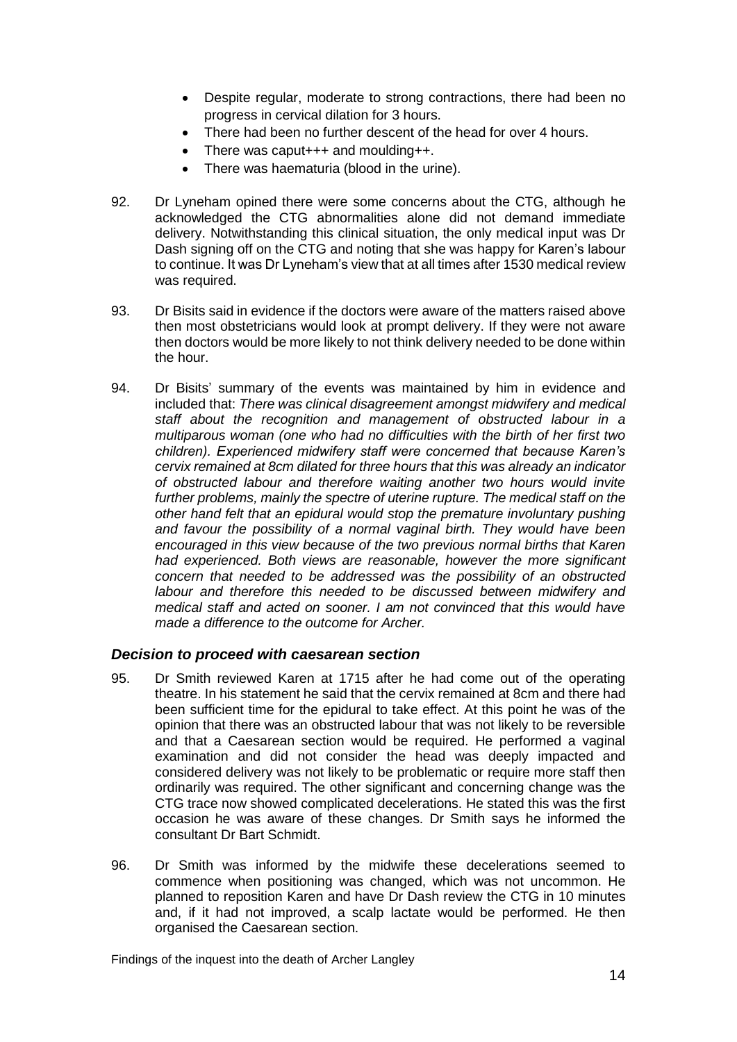- Despite regular, moderate to strong contractions, there had been no progress in cervical dilation for 3 hours.
- There had been no further descent of the head for over 4 hours.
- There was caput+++ and moulding++.
- There was haematuria (blood in the urine).

92. Dr Lyneham opined there were some concerns about the CTG, although he acknowledged the CTG abnormalities alone did not demand immediate delivery. Notwithstanding this clinical situation, the only medical input was Dr Dash signing off on the CTG and noting that she was happy for Karen's labour to continue. It was Dr Lyneham's view that at all times after 1530 medical review was required.

93. Dr Bisits said in evidence if the doctors were aware of the matters raised above then most obstetricians would look at prompt delivery. If they were not aware then doctors would be more likely to not think delivery needed to be done within the hour.

94. Dr Bisits' summary of the events was maintained by him in evidence and included that: *There was clinical disagreement amongst midwifery and medical staff about the recognition and management of obstructed labour in a multiparous woman (one who had no difficulties with the birth of her first two children). Experienced midwifery staff were concerned that because Karen's cervix remained at 8cm dilated for three hours that this was already an indicator of obstructed labour and therefore waiting another two hours would invite further problems, mainly the spectre of uterine rupture. The medical staff on the other hand felt that an epidural would stop the premature involuntary pushing and favour the possibility of a normal vaginal birth. They would have been encouraged in this view because of the two previous normal births that Karen had experienced. Both views are reasonable, however the more significant concern that needed to be addressed was the possibility of an obstructed labour and therefore this needed to be discussed between midwifery and medical staff and acted on sooner. I am not convinced that this would have made a difference to the outcome for Archer.*

### *Decision to proceed with caesarean section*

95. Dr Smith reviewed Karen at 1715 after he had come out of the operating theatre. In his statement he said that the cervix remained at 8cm and there had been sufficient time for the epidural to take effect. At this point he was of the opinion that there was an obstructed labour that was not likely to be reversible and that a Caesarean section would be required. He performed a vaginal examination and did not consider the head was deeply impacted and considered delivery was not likely to be problematic or require more staff then ordinarily was required. The other significant and concerning change was the CTG trace now showed complicated decelerations. He stated this was the first occasion he was aware of these changes. Dr Smith says he informed the consultant Dr Bart Schmidt.

96. Dr Smith was informed by the midwife these decelerations seemed to commence when positioning was changed, which was not uncommon. He planned to reposition Karen and have Dr Dash review the CTG in 10 minutes and, if it had not improved, a scalp lactate would be performed. He then organised the Caesarean section.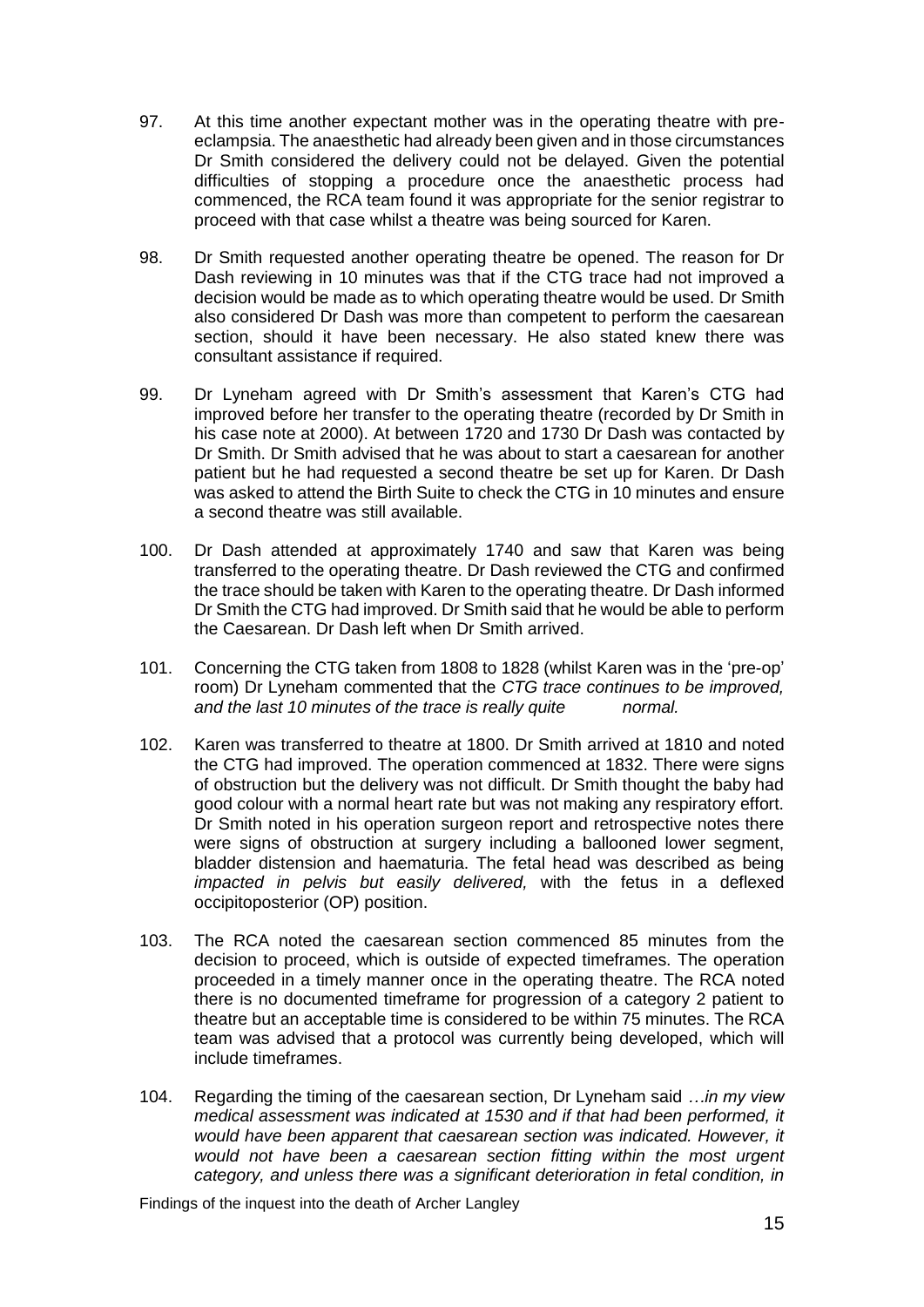97. At this time another expectant mother was in the operating theatre with pre-eclampsia. The anaesthetic had already been given and in those circumstances Dr Smith considered the delivery could not be delayed. Given the potential difficulties of stopping a procedure once the anaesthetic process had commenced, the RCA team found it was appropriate for the senior registrar to proceed with that case whilst a theatre was being sourced for Karen.

98. Dr Smith requested another operating theatre be opened. The reason for Dr Dash reviewing in 10 minutes was that if the CTG trace had not improved a decision would be made as to which operating theatre would be used. Dr Smith also considered Dr Dash was more than competent to perform the caesarean section, should it have been necessary. He also stated knew there was consultant assistance if required.

99. Dr Lyneham agreed with Dr Smith's assessment that Karen's CTG had improved before her transfer to the operating theatre (recorded by Dr Smith in his case note at 2000). At between 1720 and 1730 Dr Dash was contacted by Dr Smith. Dr Smith advised that he was about to start a caesarean for another patient but he had requested a second theatre be set up for Karen. Dr Dash was asked to attend the Birth Suite to check the CTG in 10 minutes and ensure a second theatre was still available.

100. Dr Dash attended at approximately 1740 and saw that Karen was being transferred to the operating theatre. Dr Dash reviewed the CTG and confirmed the trace should be taken with Karen to the operating theatre. Dr Dash informed Dr Smith the CTG had improved. Dr Smith said that he would be able to perform the Caesarean. Dr Dash left when Dr Smith arrived.

101. Concerning the CTG taken from 1808 to 1828 (whilst Karen was in the 'pre-op' room) Dr Lyneham commented that the *CTG trace continues to be improved, and the last 10 minutes of the trace is really quite normal.*

102. Karen was transferred to theatre at 1800. Dr Smith arrived at 1810 and noted the CTG had improved. The operation commenced at 1832. There were signs of obstruction but the delivery was not difficult. Dr Smith thought the baby had good colour with a normal heart rate but was not making any respiratory effort. Dr Smith noted in his operation surgeon report and retrospective notes there were signs of obstruction at surgery including a ballooned lower segment, bladder distension and haematuria. The fetal head was described as being *impacted in pelvis but easily delivered,* with the fetus in a deflexed occipitoposterior (OP) position.

103. The RCA noted the caesarean section commenced 85 minutes from the decision to proceed, which is outside of expected timeframes. The operation proceeded in a timely manner once in the operating theatre. The RCA noted there is no documented timeframe for progression of a category 2 patient to theatre but an acceptable time is considered to be within 75 minutes. The RCA team was advised that a protocol was currently being developed, which will include timeframes.

104. Regarding the timing of the caesarean section, Dr Lyneham said *…in my view medical assessment was indicated at 1530 and if that had been performed, it would have been apparent that caesarean section was indicated. However, it would not have been a caesarean section fitting within the most urgent category, and unless there was a significant deterioration in fetal condition, in*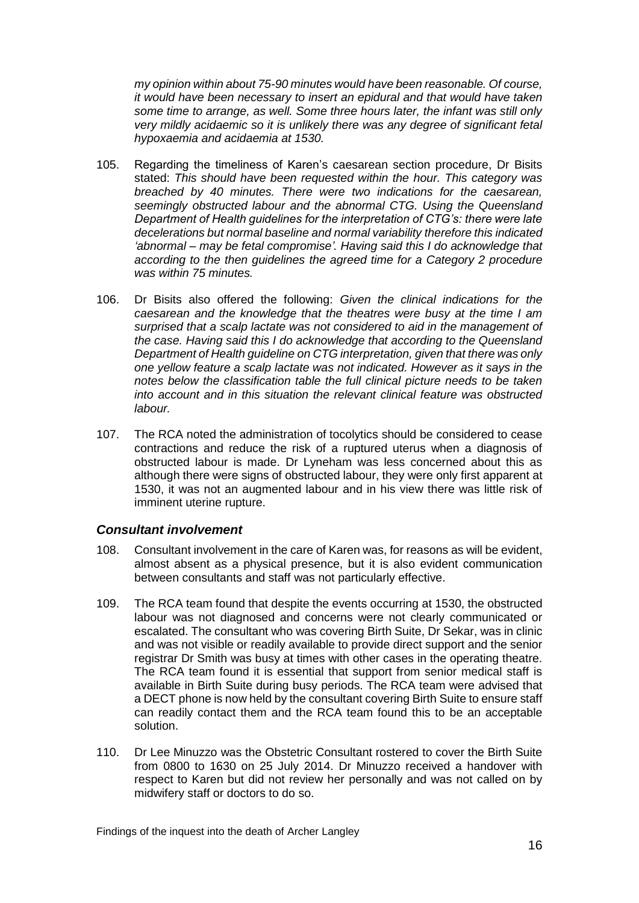*my opinion within about 75-90 minutes would have been reasonable. Of course, it would have been necessary to insert an epidural and that would have taken some time to arrange, as well. Some three hours later, the infant was still only very mildly acidaemic so it is unlikely there was any degree of significant fetal hypoxaemia and acidaemia at 1530.*

105. Regarding the timeliness of Karen's caesarean section procedure, Dr Bisits stated: *This should have been requested within the hour. This category was breached by 40 minutes. There were two indications for the caesarean, seemingly obstructed labour and the abnormal CTG. Using the Queensland Department of Health guidelines for the interpretation of CTG's: there were late decelerations but normal baseline and normal variability therefore this indicated 'abnormal – may be fetal compromise'. Having said this I do acknowledge that according to the then guidelines the agreed time for a Category 2 procedure was within 75 minutes.*

106. Dr Bisits also offered the following: *Given the clinical indications for the caesarean and the knowledge that the theatres were busy at the time I am surprised that a scalp lactate was not considered to aid in the management of the case. Having said this I do acknowledge that according to the Queensland Department of Health guideline on CTG interpretation, given that there was only one yellow feature a scalp lactate was not indicated. However as it says in the notes below the classification table the full clinical picture needs to be taken into account and in this situation the relevant clinical feature was obstructed labour.*

107. The RCA noted the administration of tocolytics should be considered to cease contractions and reduce the risk of a ruptured uterus when a diagnosis of obstructed labour is made. Dr Lyneham was less concerned about this as although there were signs of obstructed labour, they were only first apparent at 1530, it was not an augmented labour and in his view there was little risk of imminent uterine rupture.

### *Consultant involvement*

108. Consultant involvement in the care of Karen was, for reasons as will be evident, almost absent as a physical presence, but it is also evident communication between consultants and staff was not particularly effective.

109. The RCA team found that despite the events occurring at 1530, the obstructed labour was not diagnosed and concerns were not clearly communicated or escalated. The consultant who was covering Birth Suite, Dr Sekar, was in clinic and was not visible or readily available to provide direct support and the senior registrar Dr Smith was busy at times with other cases in the operating theatre. The RCA team found it is essential that support from senior medical staff is available in Birth Suite during busy periods. The RCA team were advised that a DECT phone is now held by the consultant covering Birth Suite to ensure staff can readily contact them and the RCA team found this to be an acceptable solution.

110. Dr Lee Minuzzo was the Obstetric Consultant rostered to cover the Birth Suite from 0800 to 1630 on 25 July 2014. Dr Minuzzo received a handover with respect to Karen but did not review her personally and was not called on by midwifery staff or doctors to do so.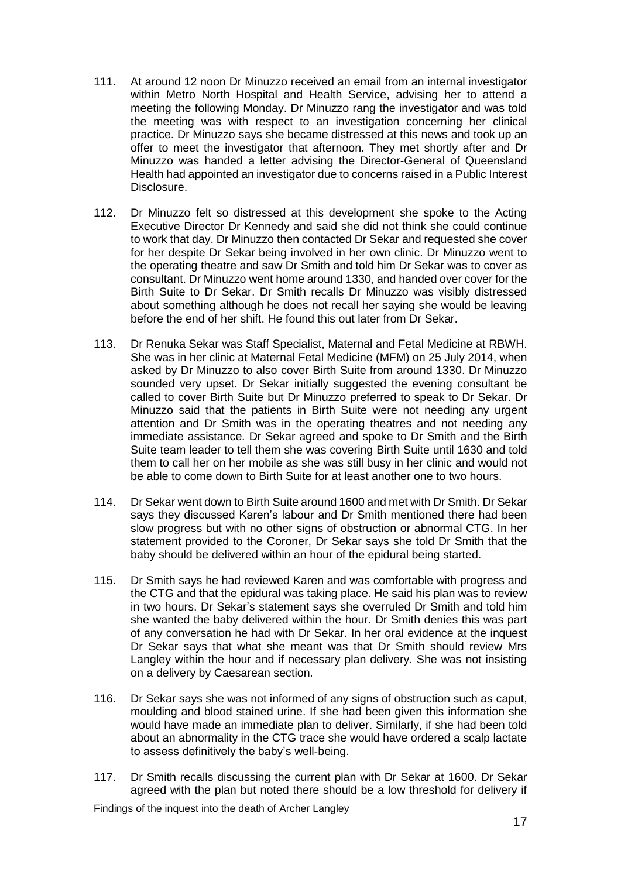111. At around 12 noon Dr Minuzzo received an email from an internal investigator within Metro North Hospital and Health Service, advising her to attend a meeting the following Monday. Dr Minuzzo rang the investigator and was told the meeting was with respect to an investigation concerning her clinical practice. Dr Minuzzo says she became distressed at this news and took up an offer to meet the investigator that afternoon. They met shortly after and Dr Minuzzo was handed a letter advising the Director-General of Queensland Health had appointed an investigator due to concerns raised in a Public Interest Disclosure.

112. Dr Minuzzo felt so distressed at this development she spoke to the Acting Executive Director Dr Kennedy and said she did not think she could continue to work that day. Dr Minuzzo then contacted Dr Sekar and requested she cover for her despite Dr Sekar being involved in her own clinic. Dr Minuzzo went to the operating theatre and saw Dr Smith and told him Dr Sekar was to cover as consultant. Dr Minuzzo went home around 1330, and handed over cover for the Birth Suite to Dr Sekar. Dr Smith recalls Dr Minuzzo was visibly distressed about something although he does not recall her saying she would be leaving before the end of her shift. He found this out later from Dr Sekar.

113. Dr Renuka Sekar was Staff Specialist, Maternal and Fetal Medicine at RBWH. She was in her clinic at Maternal Fetal Medicine (MFM) on 25 July 2014, when asked by Dr Minuzzo to also cover Birth Suite from around 1330. Dr Minuzzo sounded very upset. Dr Sekar initially suggested the evening consultant be called to cover Birth Suite but Dr Minuzzo preferred to speak to Dr Sekar. Dr Minuzzo said that the patients in Birth Suite were not needing any urgent attention and Dr Smith was in the operating theatres and not needing any immediate assistance. Dr Sekar agreed and spoke to Dr Smith and the Birth Suite team leader to tell them she was covering Birth Suite until 1630 and told them to call her on her mobile as she was still busy in her clinic and would not be able to come down to Birth Suite for at least another one to two hours.

114. Dr Sekar went down to Birth Suite around 1600 and met with Dr Smith. Dr Sekar says they discussed Karen's labour and Dr Smith mentioned there had been slow progress but with no other signs of obstruction or abnormal CTG. In her statement provided to the Coroner, Dr Sekar says she told Dr Smith that the baby should be delivered within an hour of the epidural being started.

115. Dr Smith says he had reviewed Karen and was comfortable with progress and the CTG and that the epidural was taking place. He said his plan was to review in two hours. Dr Sekar's statement says she overruled Dr Smith and told him she wanted the baby delivered within the hour. Dr Smith denies this was part of any conversation he had with Dr Sekar. In her oral evidence at the inquest Dr Sekar says that what she meant was that Dr Smith should review Mrs Langley within the hour and if necessary plan delivery. She was not insisting on a delivery by Caesarean section.

116. Dr Sekar says she was not informed of any signs of obstruction such as caput, moulding and blood stained urine. If she had been given this information she would have made an immediate plan to deliver. Similarly, if she had been told about an abnormality in the CTG trace she would have ordered a scalp lactate to assess definitively the baby's well-being.

117. Dr Smith recalls discussing the current plan with Dr Sekar at 1600. Dr Sekar agreed with the plan but noted there should be a low threshold for delivery if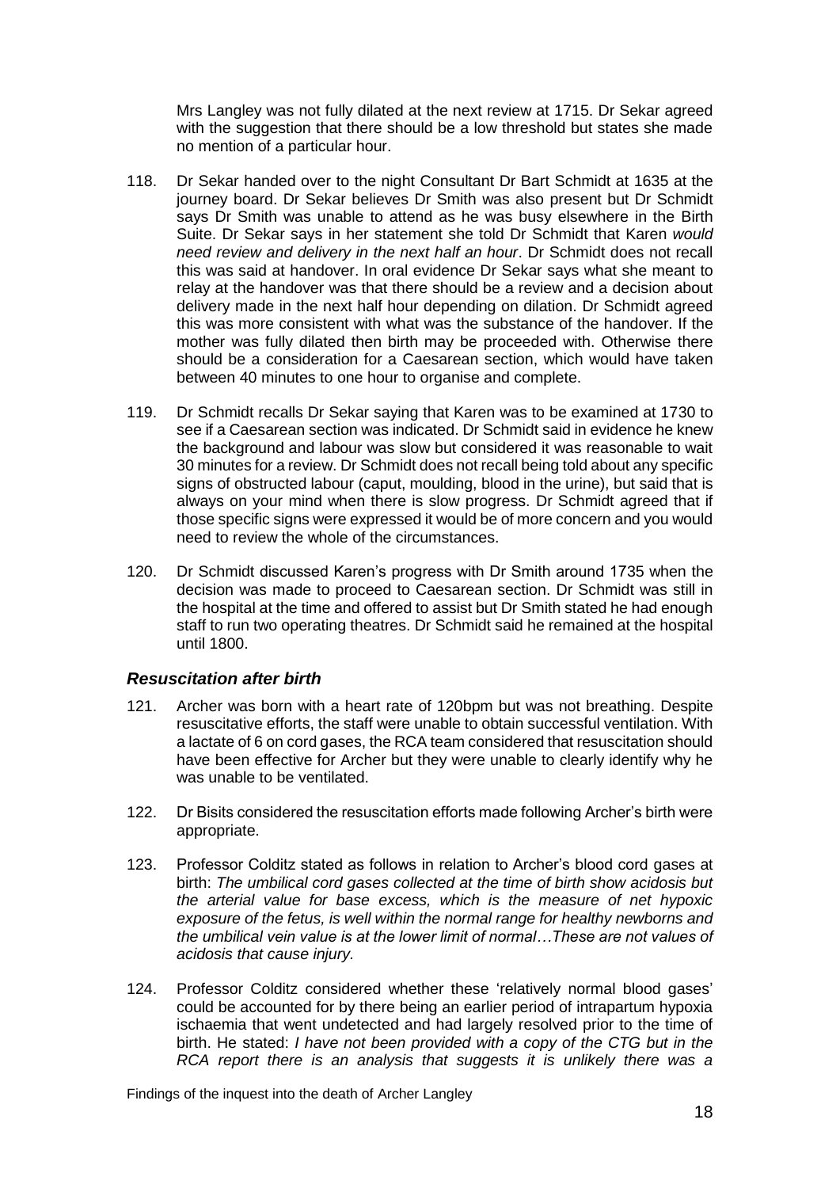Mrs Langley was not fully dilated at the next review at 1715. Dr Sekar agreed with the suggestion that there should be a low threshold but states she made no mention of a particular hour.

118. Dr Sekar handed over to the night Consultant Dr Bart Schmidt at 1635 at the journey board. Dr Sekar believes Dr Smith was also present but Dr Schmidt says Dr Smith was unable to attend as he was busy elsewhere in the Birth Suite. Dr Sekar says in her statement she told Dr Schmidt that Karen *would need review and delivery in the next half an hour*. Dr Schmidt does not recall this was said at handover. In oral evidence Dr Sekar says what she meant to relay at the handover was that there should be a review and a decision about delivery made in the next half hour depending on dilation. Dr Schmidt agreed this was more consistent with what was the substance of the handover. If the mother was fully dilated then birth may be proceeded with. Otherwise there should be a consideration for a Caesarean section, which would have taken between 40 minutes to one hour to organise and complete.

119. Dr Schmidt recalls Dr Sekar saying that Karen was to be examined at 1730 to see if a Caesarean section was indicated. Dr Schmidt said in evidence he knew the background and labour was slow but considered it was reasonable to wait 30 minutes for a review. Dr Schmidt does not recall being told about any specific signs of obstructed labour (caput, moulding, blood in the urine), but said that is always on your mind when there is slow progress. Dr Schmidt agreed that if those specific signs were expressed it would be of more concern and you would need to review the whole of the circumstances.

120. Dr Schmidt discussed Karen's progress with Dr Smith around 1735 when the decision was made to proceed to Caesarean section. Dr Schmidt was still in the hospital at the time and offered to assist but Dr Smith stated he had enough staff to run two operating theatres. Dr Schmidt said he remained at the hospital until 1800.

### *Resuscitation after birth*

121. Archer was born with a heart rate of 120bpm but was not breathing. Despite resuscitative efforts, the staff were unable to obtain successful ventilation. With a lactate of 6 on cord gases, the RCA team considered that resuscitation should have been effective for Archer but they were unable to clearly identify why he was unable to be ventilated.

122. Dr Bisits considered the resuscitation efforts made following Archer's birth were appropriate.

123. Professor Colditz stated as follows in relation to Archer's blood cord gases at birth: *The umbilical cord gases collected at the time of birth show acidosis but the arterial value for base excess, which is the measure of net hypoxic exposure of the fetus, is well within the normal range for healthy newborns and the umbilical vein value is at the lower limit of normal…These are not values of acidosis that cause injury.*

124. Professor Colditz considered whether these 'relatively normal blood gases' could be accounted for by there being an earlier period of intrapartum hypoxia ischaemia that went undetected and had largely resolved prior to the time of birth. He stated: *I have not been provided with a copy of the CTG but in the RCA report there is an analysis that suggests it is unlikely there was a*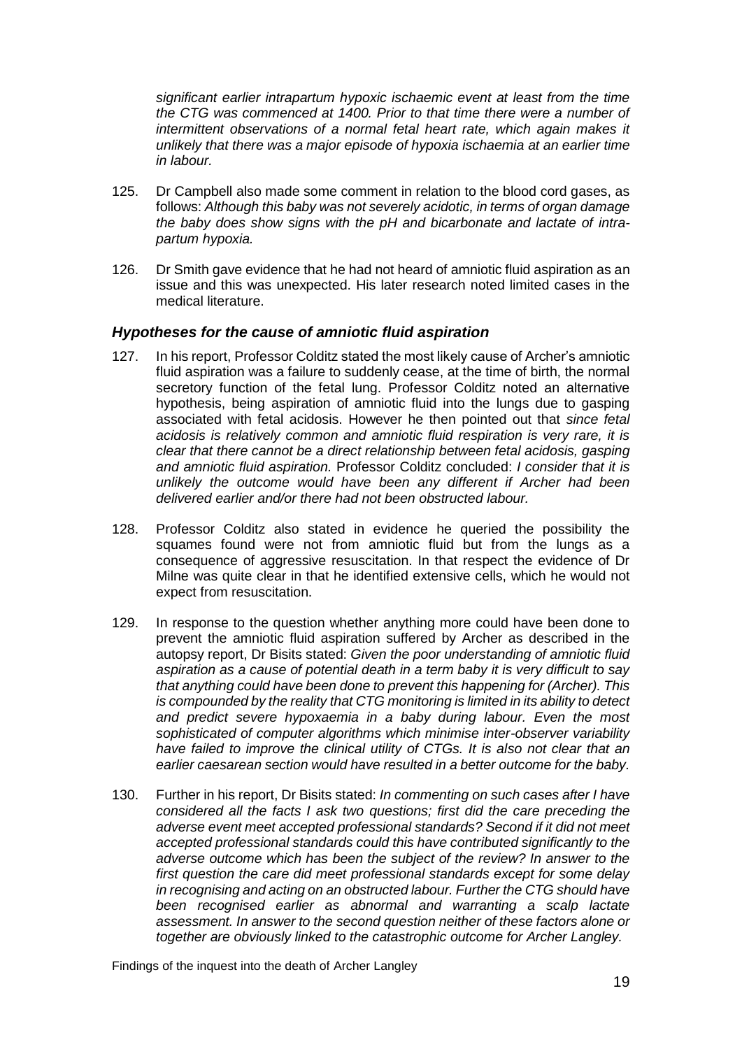*significant earlier intrapartum hypoxic ischaemic event at least from the time the CTG was commenced at 1400. Prior to that time there were a number of intermittent observations of a normal fetal heart rate, which again makes it unlikely that there was a major episode of hypoxia ischaemia at an earlier time in labour.*

125. Dr Campbell also made some comment in relation to the blood cord gases, as follows: *Although this baby was not severely acidotic, in terms of organ damage the baby does show signs with the pH and bicarbonate and lactate of intra-partum hypoxia.*

126. Dr Smith gave evidence that he had not heard of amniotic fluid aspiration as an issue and this was unexpected. His later research noted limited cases in the medical literature.

### *Hypotheses for the cause of amniotic fluid aspiration*

127. In his report, Professor Colditz stated the most likely cause of Archer's amniotic fluid aspiration was a failure to suddenly cease, at the time of birth, the normal secretory function of the fetal lung. Professor Colditz noted an alternative hypothesis, being aspiration of amniotic fluid into the lungs due to gasping associated with fetal acidosis. However he then pointed out that *since fetal acidosis is relatively common and amniotic fluid respiration is very rare, it is clear that there cannot be a direct relationship between fetal acidosis, gasping and amniotic fluid aspiration.* Professor Colditz concluded: *I consider that it is unlikely the outcome would have been any different if Archer had been delivered earlier and/or there had not been obstructed labour.*

128. Professor Colditz also stated in evidence he queried the possibility the squames found were not from amniotic fluid but from the lungs as a consequence of aggressive resuscitation. In that respect the evidence of Dr Milne was quite clear in that he identified extensive cells, which he would not expect from resuscitation.

129. In response to the question whether anything more could have been done to prevent the amniotic fluid aspiration suffered by Archer as described in the autopsy report, Dr Bisits stated: *Given the poor understanding of amniotic fluid aspiration as a cause of potential death in a term baby it is very difficult to say that anything could have been done to prevent this happening for (Archer). This is compounded by the reality that CTG monitoring is limited in its ability to detect and predict severe hypoxaemia in a baby during labour. Even the most sophisticated of computer algorithms which minimise inter-observer variability have failed to improve the clinical utility of CTGs. It is also not clear that an earlier caesarean section would have resulted in a better outcome for the baby.*

130. Further in his report, Dr Bisits stated: *In commenting on such cases after I have considered all the facts I ask two questions; first did the care preceding the adverse event meet accepted professional standards? Second if it did not meet accepted professional standards could this have contributed significantly to the adverse outcome which has been the subject of the review? In answer to the first question the care did meet professional standards except for some delay in recognising and acting on an obstructed labour. Further the CTG should have been recognised earlier as abnormal and warranting a scalp lactate assessment. In answer to the second question neither of these factors alone or together are obviously linked to the catastrophic outcome for Archer Langley.*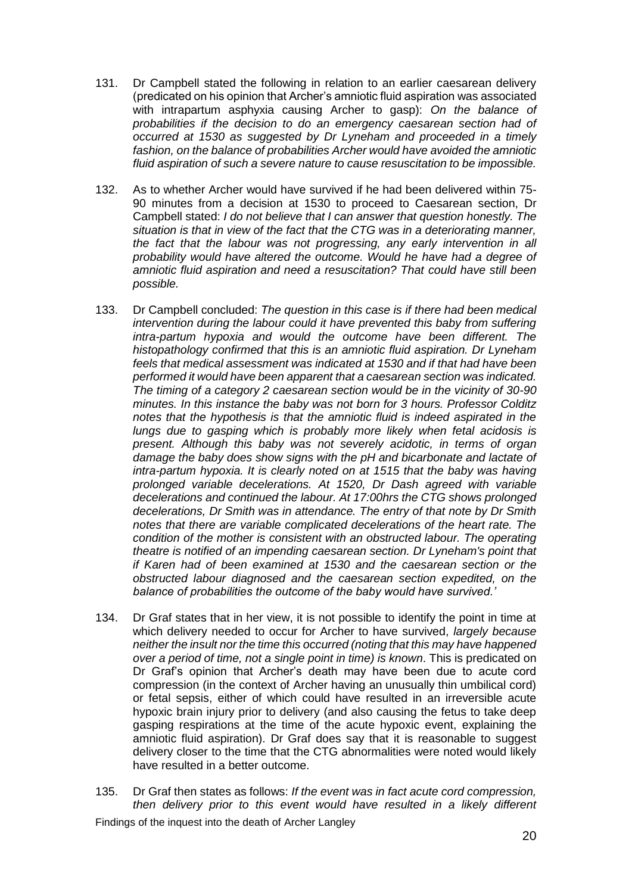131. Dr Campbell stated the following in relation to an earlier caesarean delivery (predicated on his opinion that Archer's amniotic fluid aspiration was associated with intrapartum asphyxia causing Archer to gasp): *On the balance of probabilities if the decision to do an emergency caesarean section had of occurred at 1530 as suggested by Dr Lyneham and proceeded in a timely fashion, on the balance of probabilities Archer would have avoided the amniotic fluid aspiration of such a severe nature to cause resuscitation to be impossible.*

132. As to whether Archer would have survived if he had been delivered within 75-90 minutes from a decision at 1530 to proceed to Caesarean section, Dr Campbell stated: *I do not believe that I can answer that question honestly. The situation is that in view of the fact that the CTG was in a deteriorating manner, the fact that the labour was not progressing, any early intervention in all probability would have altered the outcome. Would he have had a degree of amniotic fluid aspiration and need a resuscitation? That could have still been possible.*

133. Dr Campbell concluded: *The question in this case is if there had been medical intervention during the labour could it have prevented this baby from suffering intra-partum hypoxia and would the outcome have been different. The histopathology confirmed that this is an amniotic fluid aspiration. Dr Lyneham feels that medical assessment was indicated at 1530 and if that had have been performed it would have been apparent that a caesarean section was indicated. The timing of a category 2 caesarean section would be in the vicinity of 30-90 minutes. In this instance the baby was not born for 3 hours. Professor Colditz notes that the hypothesis is that the amniotic fluid is indeed aspirated in the lungs due to gasping which is probably more likely when fetal acidosis is present. Although this baby was not severely acidotic, in terms of organ damage the baby does show signs with the pH and bicarbonate and lactate of intra-partum hypoxia. It is clearly noted on at 1515 that the baby was having prolonged variable decelerations. At 1520, Dr Dash agreed with variable decelerations and continued the labour. At 17:00hrs the CTG shows prolonged decelerations, Dr Smith was in attendance. The entry of that note by Dr Smith notes that there are variable complicated decelerations of the heart rate. The condition of the mother is consistent with an obstructed labour. The operating theatre is notified of an impending caesarean section. Dr Lyneham's point that if Karen had of been examined at 1530 and the caesarean section or the obstructed labour diagnosed and the caesarean section expedited, on the balance of probabilities the outcome of the baby would have survived.'*

134. Dr Graf states that in her view, it is not possible to identify the point in time at which delivery needed to occur for Archer to have survived, *largely because neither the insult nor the time this occurred (noting that this may have happened over a period of time, not a single point in time) is known*. This is predicated on Dr Graf's opinion that Archer's death may have been due to acute cord compression (in the context of Archer having an unusually thin umbilical cord) or fetal sepsis, either of which could have resulted in an irreversible acute hypoxic brain injury prior to delivery (and also causing the fetus to take deep gasping respirations at the time of the acute hypoxic event, explaining the amniotic fluid aspiration). Dr Graf does say that it is reasonable to suggest delivery closer to the time that the CTG abnormalities were noted would likely have resulted in a better outcome.

135. Dr Graf then states as follows: *If the event was in fact acute cord compression, then delivery prior to this event would have resulted in a likely different*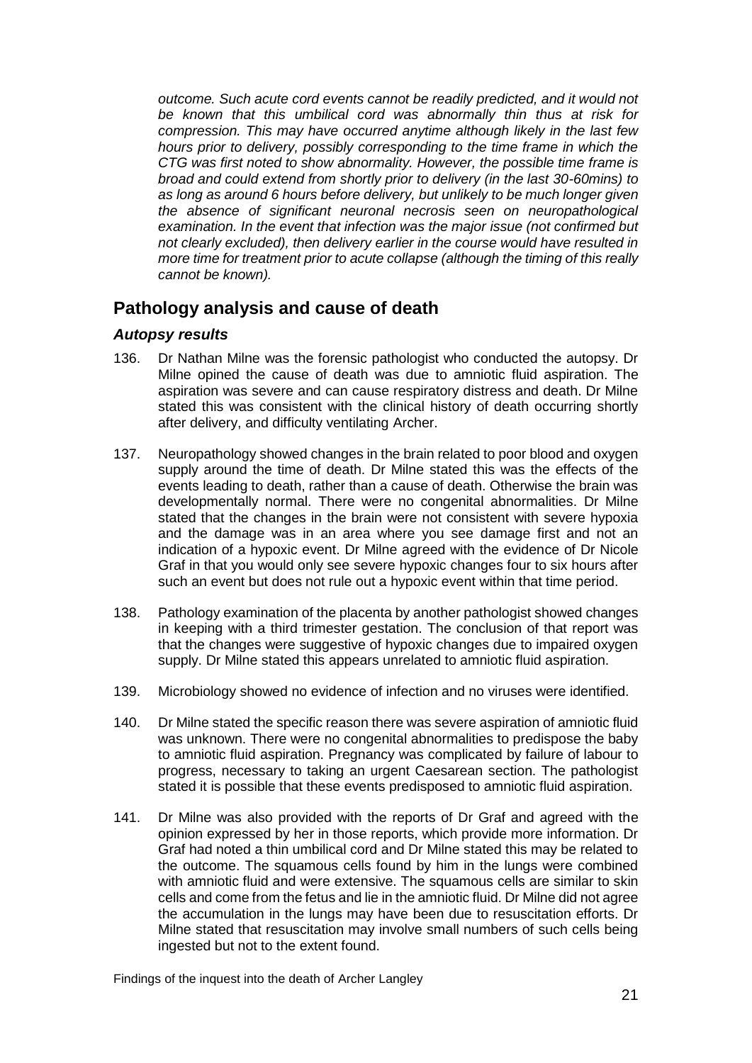*outcome. Such acute cord events cannot be readily predicted, and it would not be known that this umbilical cord was abnormally thin thus at risk for compression. This may have occurred anytime although likely in the last few hours prior to delivery, possibly corresponding to the time frame in which the CTG was first noted to show abnormality. However, the possible time frame is broad and could extend from shortly prior to delivery (in the last 30-60mins) to as long as around 6 hours before delivery, but unlikely to be much longer given the absence of significant neuronal necrosis seen on neuropathological examination. In the event that infection was the major issue (not confirmed but not clearly excluded), then delivery earlier in the course would have resulted in more time for treatment prior to acute collapse (although the timing of this really cannot be known).*

## Pathology analysis and cause of death

### *Autopsy results*

136. Dr Nathan Milne was the forensic pathologist who conducted the autopsy. Dr Milne opined the cause of death was due to amniotic fluid aspiration. The aspiration was severe and can cause respiratory distress and death. Dr Milne stated this was consistent with the clinical history of death occurring shortly after delivery, and difficulty ventilating Archer.

137. Neuropathology showed changes in the brain related to poor blood and oxygen supply around the time of death. Dr Milne stated this was the effects of the events leading to death, rather than a cause of death. Otherwise the brain was developmentally normal. There were no congenital abnormalities. Dr Milne stated that the changes in the brain were not consistent with severe hypoxia and the damage was in an area where you see damage first and not an indication of a hypoxic event. Dr Milne agreed with the evidence of Dr Nicole Graf in that you would only see severe hypoxic changes four to six hours after such an event but does not rule out a hypoxic event within that time period.

138. Pathology examination of the placenta by another pathologist showed changes in keeping with a third trimester gestation. The conclusion of that report was that the changes were suggestive of hypoxic changes due to impaired oxygen supply. Dr Milne stated this appears unrelated to amniotic fluid aspiration.

139. Microbiology showed no evidence of infection and no viruses were identified.

140. Dr Milne stated the specific reason there was severe aspiration of amniotic fluid was unknown. There were no congenital abnormalities to predispose the baby to amniotic fluid aspiration. Pregnancy was complicated by failure of labour to progress, necessary to taking an urgent Caesarean section. The pathologist stated it is possible that these events predisposed to amniotic fluid aspiration.

141. Dr Milne was also provided with the reports of Dr Graf and agreed with the opinion expressed by her in those reports, which provide more information. Dr Graf had noted a thin umbilical cord and Dr Milne stated this may be related to the outcome. The squamous cells found by him in the lungs were combined with amniotic fluid and were extensive. The squamous cells are similar to skin cells and come from the fetus and lie in the amniotic fluid. Dr Milne did not agree the accumulation in the lungs may have been due to resuscitation efforts. Dr Milne stated that resuscitation may involve small numbers of such cells being ingested but not to the extent found.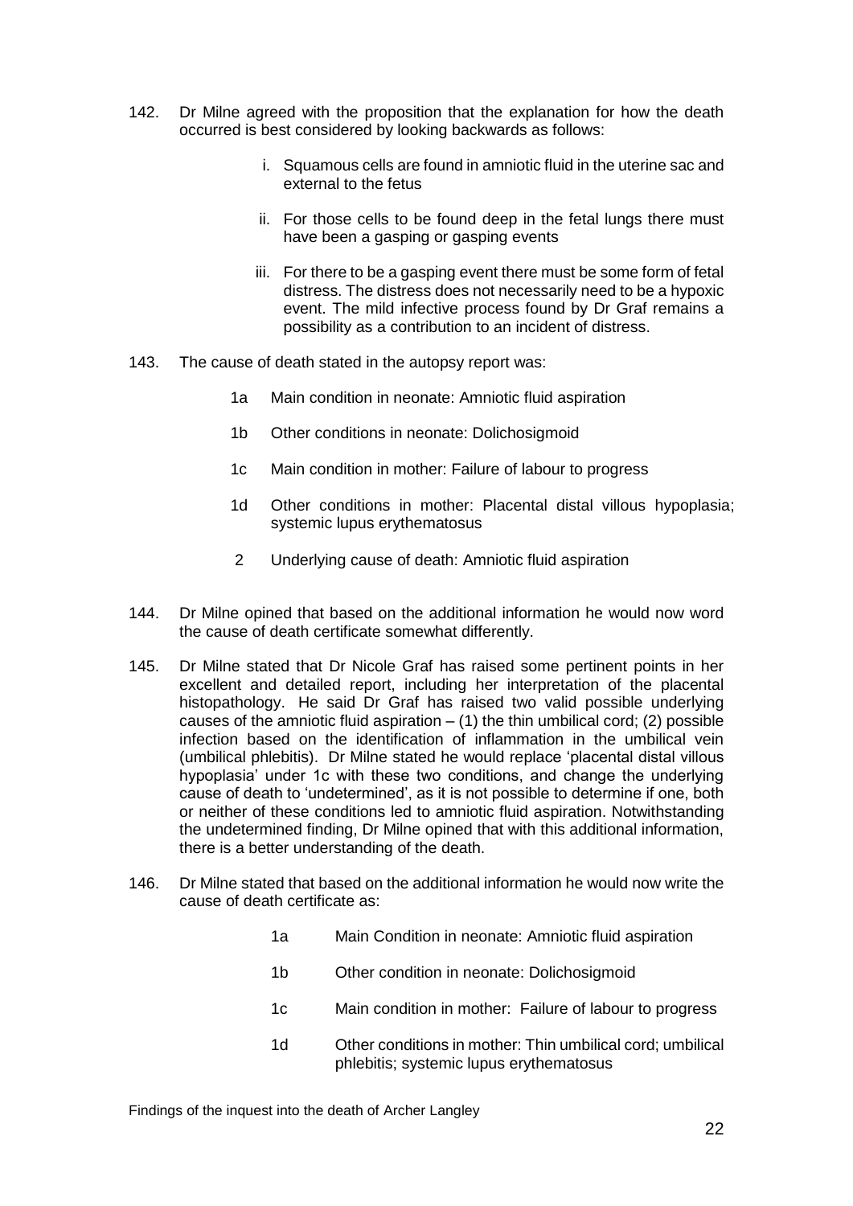142. Dr Milne agreed with the proposition that the explanation for how the death occurred is best considered by looking backwards as follows:

   i. Squamous cells are found in amniotic fluid in the uterine sac and external to the fetus

   ii. For those cells to be found deep in the fetal lungs there must have been a gasping or gasping events

   iii. For there to be a gasping event there must be some form of fetal distress. The distress does not necessarily need to be a hypoxic event. The mild infective process found by Dr Graf remains a possibility as a contribution to an incident of distress.

143. The cause of death stated in the autopsy report was:

   1a Main condition in neonate: Amniotic fluid aspiration

   1b Other conditions in neonate: Dolichosigmoid

   1c Main condition in mother: Failure of labour to progress

   1d Other conditions in mother: Placental distal villous hypoplasia; systemic lupus erythematosus

   2 Underlying cause of death: Amniotic fluid aspiration

144. Dr Milne opined that based on the additional information he would now word the cause of death certificate somewhat differently.

145. Dr Milne stated that Dr Nicole Graf has raised some pertinent points in her excellent and detailed report, including her interpretation of the placental histopathology. He said Dr Graf has raised two valid possible underlying causes of the amniotic fluid aspiration – (1) the thin umbilical cord; (2) possible infection based on the identification of inflammation in the umbilical vein (umbilical phlebitis). Dr Milne stated he would replace 'placental distal villous hypoplasia' under 1c with these two conditions, and change the underlying cause of death to 'undetermined', as it is not possible to determine if one, both or neither of these conditions led to amniotic fluid aspiration. Notwithstanding the undetermined finding, Dr Milne opined that with this additional information, there is a better understanding of the death.

146. Dr Milne stated that based on the additional information he would now write the cause of death certificate as:

   1a Main Condition in neonate: Amniotic fluid aspiration

   1b Other condition in neonate: Dolichosigmoid

   1c Main condition in mother: Failure of labour to progress

   1d Other conditions in mother: Thin umbilical cord; umbilical phlebitis; systemic lupus erythematosus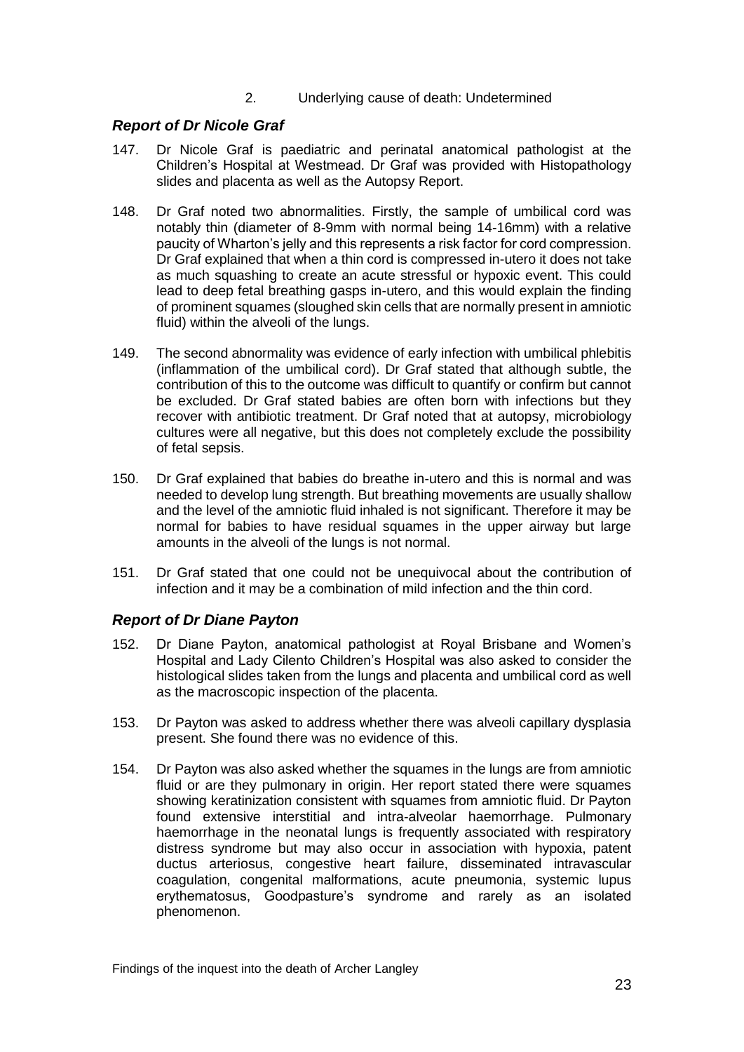2. Underlying cause of death: Undetermined

### *Report of Dr Nicole Graf*

147. Dr Nicole Graf is paediatric and perinatal anatomical pathologist at the Children's Hospital at Westmead. Dr Graf was provided with Histopathology slides and placenta as well as the Autopsy Report.

148. Dr Graf noted two abnormalities. Firstly, the sample of umbilical cord was notably thin (diameter of 8-9mm with normal being 14-16mm) with a relative paucity of Wharton's jelly and this represents a risk factor for cord compression. Dr Graf explained that when a thin cord is compressed in-utero it does not take as much squashing to create an acute stressful or hypoxic event. This could lead to deep fetal breathing gasps in-utero, and this would explain the finding of prominent squames (sloughed skin cells that are normally present in amniotic fluid) within the alveoli of the lungs.

149. The second abnormality was evidence of early infection with umbilical phlebitis (inflammation of the umbilical cord). Dr Graf stated that although subtle, the contribution of this to the outcome was difficult to quantify or confirm but cannot be excluded. Dr Graf stated babies are often born with infections but they recover with antibiotic treatment. Dr Graf noted that at autopsy, microbiology cultures were all negative, but this does not completely exclude the possibility of fetal sepsis.

150. Dr Graf explained that babies do breathe in-utero and this is normal and was needed to develop lung strength. But breathing movements are usually shallow and the level of the amniotic fluid inhaled is not significant. Therefore it may be normal for babies to have residual squames in the upper airway but large amounts in the alveoli of the lungs is not normal.

151. Dr Graf stated that one could not be unequivocal about the contribution of infection and it may be a combination of mild infection and the thin cord.

### *Report of Dr Diane Payton*

152. Dr Diane Payton, anatomical pathologist at Royal Brisbane and Women's Hospital and Lady Cilento Children's Hospital was also asked to consider the histological slides taken from the lungs and placenta and umbilical cord as well as the macroscopic inspection of the placenta.

153. Dr Payton was asked to address whether there was alveoli capillary dysplasia present. She found there was no evidence of this.

154. Dr Payton was also asked whether the squames in the lungs are from amniotic fluid or are they pulmonary in origin. Her report stated there were squames showing keratinization consistent with squames from amniotic fluid. Dr Payton found extensive interstitial and intra-alveolar haemorrhage. Pulmonary haemorrhage in the neonatal lungs is frequently associated with respiratory distress syndrome but may also occur in association with hypoxia, patent ductus arteriosus, congestive heart failure, disseminated intravascular coagulation, congenital malformations, acute pneumonia, systemic lupus erythematosus, Goodpasture's syndrome and rarely as an isolated phenomenon.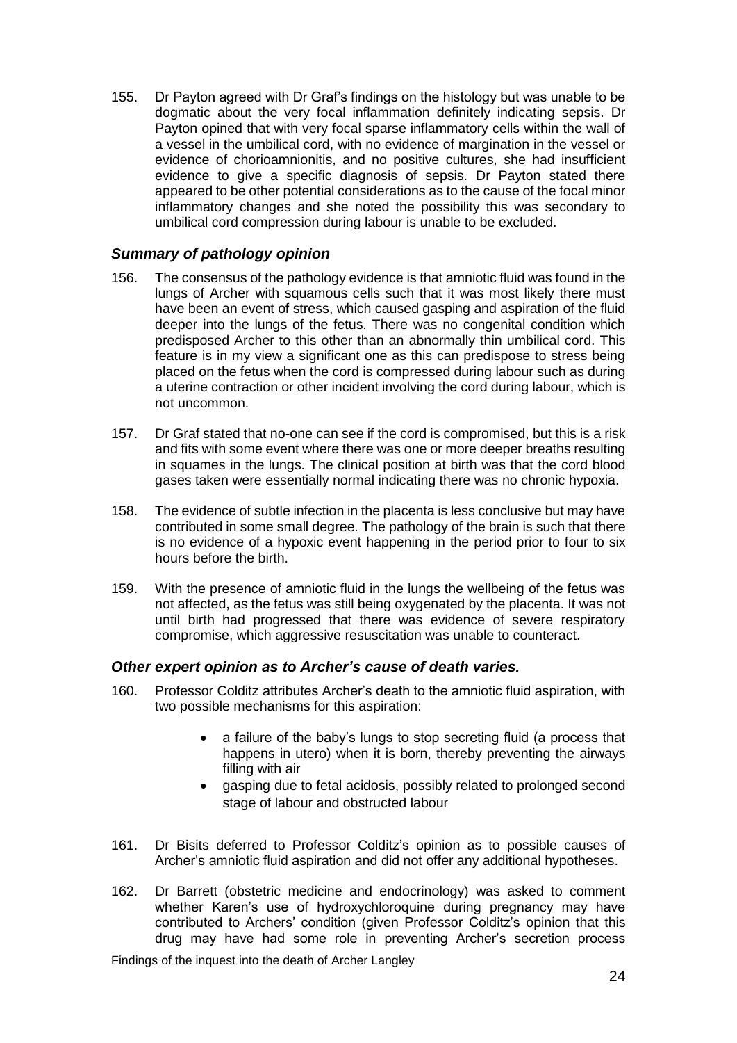155. Dr Payton agreed with Dr Graf's findings on the histology but was unable to be dogmatic about the very focal inflammation definitely indicating sepsis. Dr Payton opined that with very focal sparse inflammatory cells within the wall of a vessel in the umbilical cord, with no evidence of margination in the vessel or evidence of chorioamnionitis, and no positive cultures, she had insufficient evidence to give a specific diagnosis of sepsis. Dr Payton stated there appeared to be other potential considerations as to the cause of the focal minor inflammatory changes and she noted the possibility this was secondary to umbilical cord compression during labour is unable to be excluded.

### *Summary of pathology opinion*

156. The consensus of the pathology evidence is that amniotic fluid was found in the lungs of Archer with squamous cells such that it was most likely there must have been an event of stress, which caused gasping and aspiration of the fluid deeper into the lungs of the fetus. There was no congenital condition which predisposed Archer to this other than an abnormally thin umbilical cord. This feature is in my view a significant one as this can predispose to stress being placed on the fetus when the cord is compressed during labour such as during a uterine contraction or other incident involving the cord during labour, which is not uncommon.

157. Dr Graf stated that no-one can see if the cord is compromised, but this is a risk and fits with some event where there was one or more deeper breaths resulting in squames in the lungs. The clinical position at birth was that the cord blood gases taken were essentially normal indicating there was no chronic hypoxia.

158. The evidence of subtle infection in the placenta is less conclusive but may have contributed in some small degree. The pathology of the brain is such that there is no evidence of a hypoxic event happening in the period prior to four to six hours before the birth.

159. With the presence of amniotic fluid in the lungs the wellbeing of the fetus was not affected, as the fetus was still being oxygenated by the placenta. It was not until birth had progressed that there was evidence of severe respiratory compromise, which aggressive resuscitation was unable to counteract.

### *Other expert opinion as to Archer's cause of death varies.*

160. Professor Colditz attributes Archer's death to the amniotic fluid aspiration, with two possible mechanisms for this aspiration:

- a failure of the baby's lungs to stop secreting fluid (a process that happens in utero) when it is born, thereby preventing the airways filling with air
- gasping due to fetal acidosis, possibly related to prolonged second stage of labour and obstructed labour

161. Dr Bisits deferred to Professor Colditz's opinion as to possible causes of Archer's amniotic fluid aspiration and did not offer any additional hypotheses.

162. Dr Barrett (obstetric medicine and endocrinology) was asked to comment whether Karen's use of hydroxychloroquine during pregnancy may have contributed to Archers' condition (given Professor Colditz's opinion that this drug may have had some role in preventing Archer's secretion process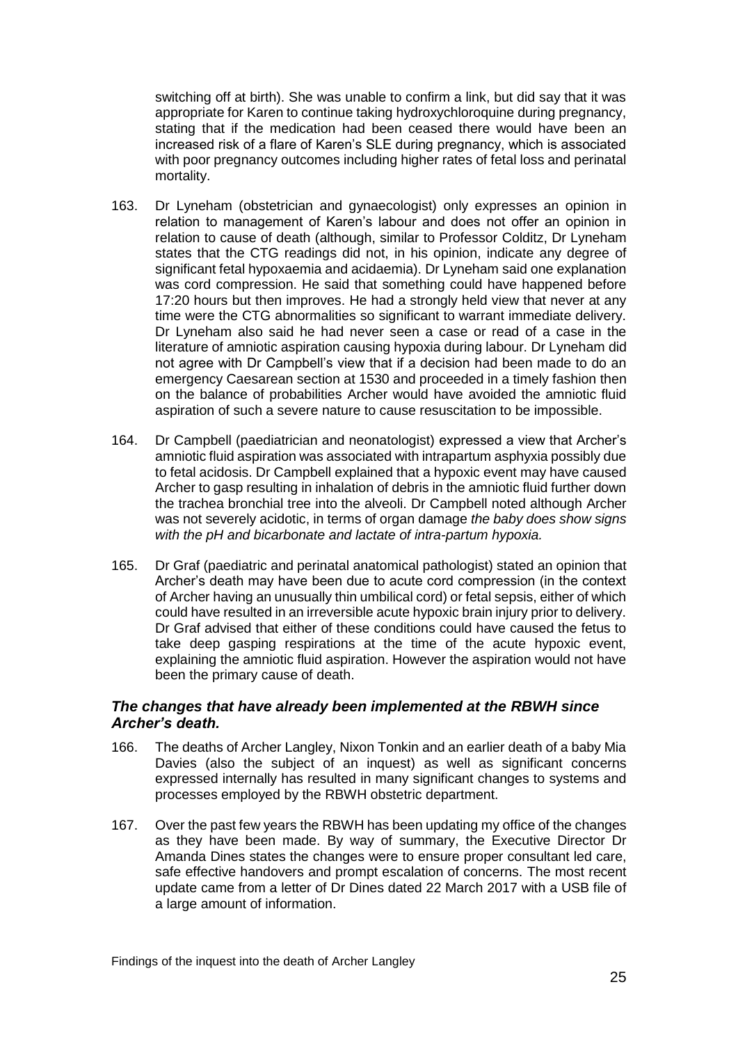switching off at birth). She was unable to confirm a link, but did say that it was appropriate for Karen to continue taking hydroxychloroquine during pregnancy, stating that if the medication had been ceased there would have been an increased risk of a flare of Karen's SLE during pregnancy, which is associated with poor pregnancy outcomes including higher rates of fetal loss and perinatal mortality.

163. Dr Lyneham (obstetrician and gynaecologist) only expresses an opinion in relation to management of Karen's labour and does not offer an opinion in relation to cause of death (although, similar to Professor Colditz, Dr Lyneham states that the CTG readings did not, in his opinion, indicate any degree of significant fetal hypoxaemia and acidaemia). Dr Lyneham said one explanation was cord compression. He said that something could have happened before 17:20 hours but then improves. He had a strongly held view that never at any time were the CTG abnormalities so significant to warrant immediate delivery. Dr Lyneham also said he had never seen a case or read of a case in the literature of amniotic aspiration causing hypoxia during labour. Dr Lyneham did not agree with Dr Campbell's view that if a decision had been made to do an emergency Caesarean section at 1530 and proceeded in a timely fashion then on the balance of probabilities Archer would have avoided the amniotic fluid aspiration of such a severe nature to cause resuscitation to be impossible.

164. Dr Campbell (paediatrician and neonatologist) expressed a view that Archer's amniotic fluid aspiration was associated with intrapartum asphyxia possibly due to fetal acidosis. Dr Campbell explained that a hypoxic event may have caused Archer to gasp resulting in inhalation of debris in the amniotic fluid further down the trachea bronchial tree into the alveoli. Dr Campbell noted although Archer was not severely acidotic, in terms of organ damage *the baby does show signs with the pH and bicarbonate and lactate of intra-partum hypoxia.*

165. Dr Graf (paediatric and perinatal anatomical pathologist) stated an opinion that Archer's death may have been due to acute cord compression (in the context of Archer having an unusually thin umbilical cord) or fetal sepsis, either of which could have resulted in an irreversible acute hypoxic brain injury prior to delivery. Dr Graf advised that either of these conditions could have caused the fetus to take deep gasping respirations at the time of the acute hypoxic event, explaining the amniotic fluid aspiration. However the aspiration would not have been the primary cause of death.

### *The changes that have already been implemented at the RBWH since Archer's death.*

166. The deaths of Archer Langley, Nixon Tonkin and an earlier death of a baby Mia Davies (also the subject of an inquest) as well as significant concerns expressed internally has resulted in many significant changes to systems and processes employed by the RBWH obstetric department.

167. Over the past few years the RBWH has been updating my office of the changes as they have been made. By way of summary, the Executive Director Dr Amanda Dines states the changes were to ensure proper consultant led care, safe effective handovers and prompt escalation of concerns. The most recent update came from a letter of Dr Dines dated 22 March 2017 with a USB file of a large amount of information.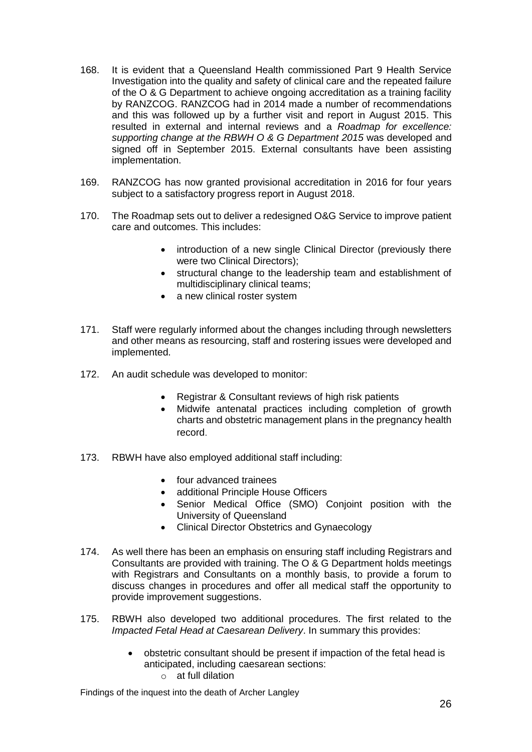168. It is evident that a Queensland Health commissioned Part 9 Health Service Investigation into the quality and safety of clinical care and the repeated failure of the O & G Department to achieve ongoing accreditation as a training facility by RANZCOG. RANZCOG had in 2014 made a number of recommendations and this was followed up by a further visit and report in August 2015. This resulted in external and internal reviews and a *Roadmap for excellence: supporting change at the RBWH O & G Department 2015* was developed and signed off in September 2015. External consultants have been assisting implementation.

169. RANZCOG has now granted provisional accreditation in 2016 for four years subject to a satisfactory progress report in August 2018.

170. The Roadmap sets out to deliver a redesigned O&G Service to improve patient care and outcomes. This includes:

    - introduction of a new single Clinical Director (previously there were two Clinical Directors);
    - structural change to the leadership team and establishment of multidisciplinary clinical teams;
    - a new clinical roster system

171. Staff were regularly informed about the changes including through newsletters and other means as resourcing, staff and rostering issues were developed and implemented.

172. An audit schedule was developed to monitor:

    - Registrar & Consultant reviews of high risk patients
    - Midwife antenatal practices including completion of growth charts and obstetric management plans in the pregnancy health record.

173. RBWH have also employed additional staff including:

    - four advanced trainees
    - additional Principle House Officers
    - Senior Medical Office (SMO) Conjoint position with the University of Queensland
    - Clinical Director Obstetrics and Gynaecology

174. As well there has been an emphasis on ensuring staff including Registrars and Consultants are provided with training. The O & G Department holds meetings with Registrars and Consultants on a monthly basis, to provide a forum to discuss changes in procedures and offer all medical staff the opportunity to provide improvement suggestions.

175. RBWH also developed two additional procedures. The first related to the *Impacted Fetal Head at Caesarean Delivery*. In summary this provides:

    - obstetric consultant should be present if impaction of the fetal head is anticipated, including caesarean sections:
        - at full dilation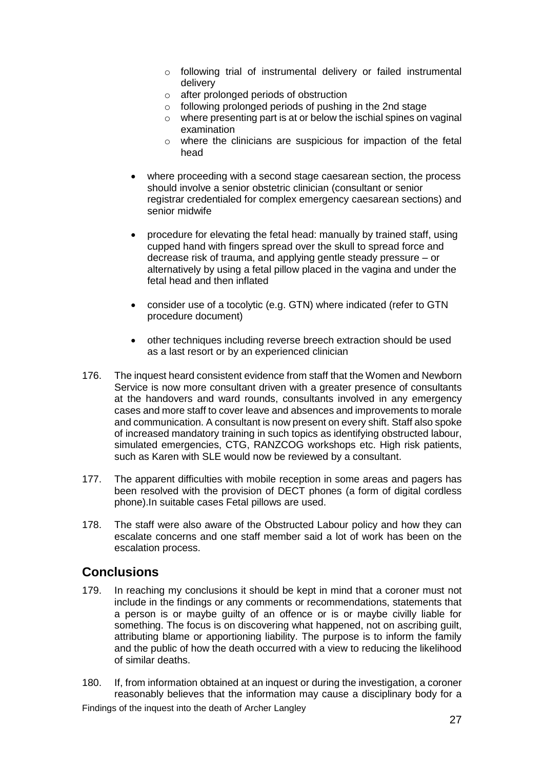- following trial of instrumental delivery or failed instrumental delivery
    - after prolonged periods of obstruction
    - following prolonged periods of pushing in the 2nd stage
    - where presenting part is at or below the ischial spines on vaginal examination
    - where the clinicians are suspicious for impaction of the fetal head

- where proceeding with a second stage caesarean section, the process should involve a senior obstetric clinician (consultant or senior registrar credentialed for complex emergency caesarean sections) and senior midwife

- procedure for elevating the fetal head: manually by trained staff, using cupped hand with fingers spread over the skull to spread force and decrease risk of trauma, and applying gentle steady pressure – or alternatively by using a fetal pillow placed in the vagina and under the fetal head and then inflated

- consider use of a tocolytic (e.g. GTN) where indicated (refer to GTN procedure document)

- other techniques including reverse breech extraction should be used as a last resort or by an experienced clinician

176. The inquest heard consistent evidence from staff that the Women and Newborn Service is now more consultant driven with a greater presence of consultants at the handovers and ward rounds, consultants involved in any emergency cases and more staff to cover leave and absences and improvements to morale and communication. A consultant is now present on every shift. Staff also spoke of increased mandatory training in such topics as identifying obstructed labour, simulated emergencies, CTG, RANZCOG workshops etc. High risk patients, such as Karen with SLE would now be reviewed by a consultant.

177. The apparent difficulties with mobile reception in some areas and pagers has been resolved with the provision of DECT phones (a form of digital cordless phone).In suitable cases Fetal pillows are used.

178. The staff were also aware of the Obstructed Labour policy and how they can escalate concerns and one staff member said a lot of work has been on the escalation process.

## Conclusions

179. In reaching my conclusions it should be kept in mind that a coroner must not include in the findings or any comments or recommendations, statements that a person is or maybe guilty of an offence or is or maybe civilly liable for something. The focus is on discovering what happened, not on ascribing guilt, attributing blame or apportioning liability. The purpose is to inform the family and the public of how the death occurred with a view to reducing the likelihood of similar deaths.

180. If, from information obtained at an inquest or during the investigation, a coroner reasonably believes that the information may cause a disciplinary body for a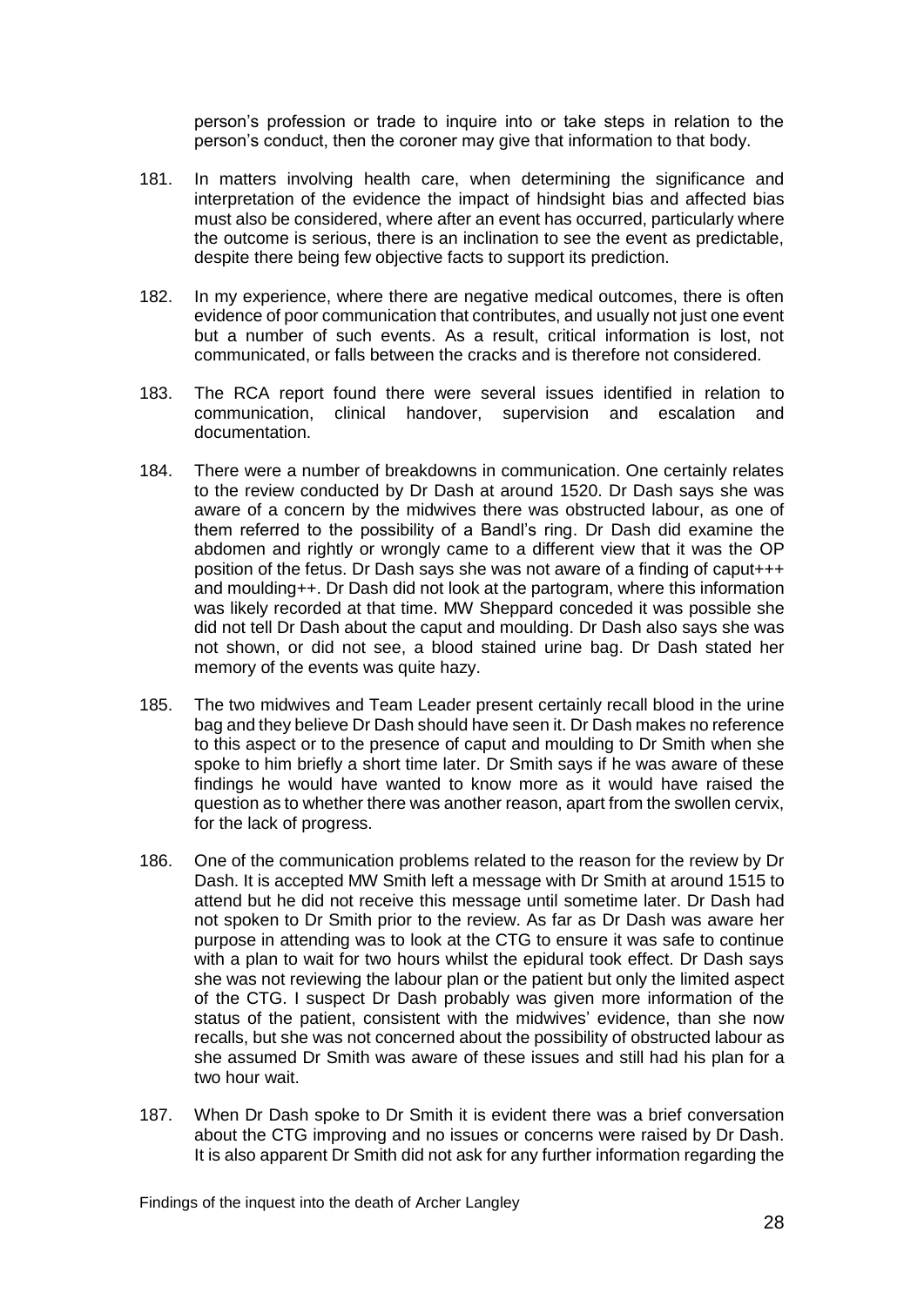person's profession or trade to inquire into or take steps in relation to the person's conduct, then the coroner may give that information to that body.

181. In matters involving health care, when determining the significance and interpretation of the evidence the impact of hindsight bias and affected bias must also be considered, where after an event has occurred, particularly where the outcome is serious, there is an inclination to see the event as predictable, despite there being few objective facts to support its prediction.

182. In my experience, where there are negative medical outcomes, there is often evidence of poor communication that contributes, and usually not just one event but a number of such events. As a result, critical information is lost, not communicated, or falls between the cracks and is therefore not considered.

183. The RCA report found there were several issues identified in relation to communication, clinical handover, supervision and escalation and documentation.

184. There were a number of breakdowns in communication. One certainly relates to the review conducted by Dr Dash at around 1520. Dr Dash says she was aware of a concern by the midwives there was obstructed labour, as one of them referred to the possibility of a Bandl's ring. Dr Dash did examine the abdomen and rightly or wrongly came to a different view that it was the OP position of the fetus. Dr Dash says she was not aware of a finding of caput+++ and moulding++. Dr Dash did not look at the partogram, where this information was likely recorded at that time. MW Sheppard conceded it was possible she did not tell Dr Dash about the caput and moulding. Dr Dash also says she was not shown, or did not see, a blood stained urine bag. Dr Dash stated her memory of the events was quite hazy.

185. The two midwives and Team Leader present certainly recall blood in the urine bag and they believe Dr Dash should have seen it. Dr Dash makes no reference to this aspect or to the presence of caput and moulding to Dr Smith when she spoke to him briefly a short time later. Dr Smith says if he was aware of these findings he would have wanted to know more as it would have raised the question as to whether there was another reason, apart from the swollen cervix, for the lack of progress.

186. One of the communication problems related to the reason for the review by Dr Dash. It is accepted MW Smith left a message with Dr Smith at around 1515 to attend but he did not receive this message until sometime later. Dr Dash had not spoken to Dr Smith prior to the review. As far as Dr Dash was aware her purpose in attending was to look at the CTG to ensure it was safe to continue with a plan to wait for two hours whilst the epidural took effect. Dr Dash says she was not reviewing the labour plan or the patient but only the limited aspect of the CTG. I suspect Dr Dash probably was given more information of the status of the patient, consistent with the midwives' evidence, than she now recalls, but she was not concerned about the possibility of obstructed labour as she assumed Dr Smith was aware of these issues and still had his plan for a two hour wait.

187. When Dr Dash spoke to Dr Smith it is evident there was a brief conversation about the CTG improving and no issues or concerns were raised by Dr Dash. It is also apparent Dr Smith did not ask for any further information regarding the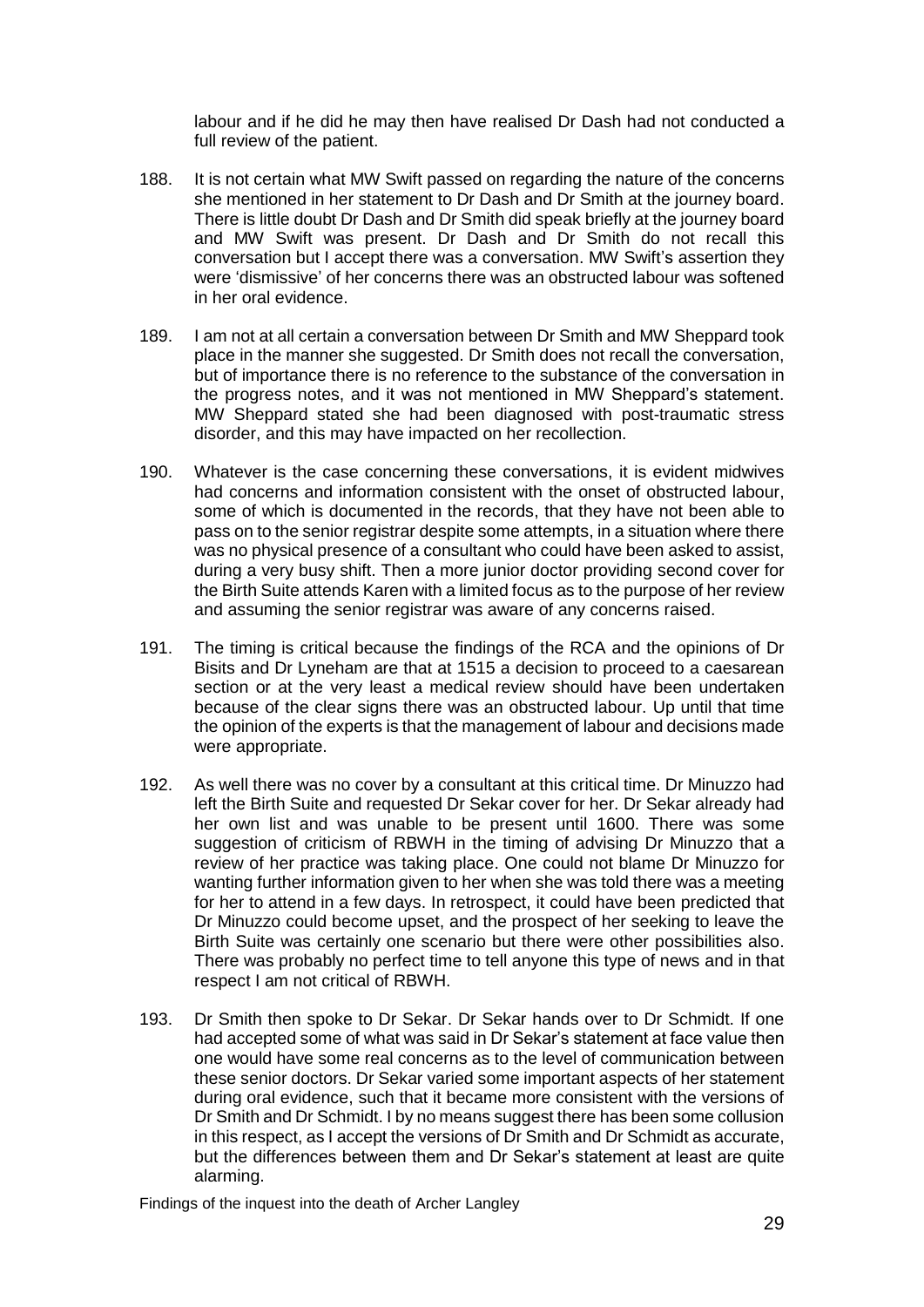labour and if he did he may then have realised Dr Dash had not conducted a full review of the patient.

188. It is not certain what MW Swift passed on regarding the nature of the concerns she mentioned in her statement to Dr Dash and Dr Smith at the journey board. There is little doubt Dr Dash and Dr Smith did speak briefly at the journey board and MW Swift was present. Dr Dash and Dr Smith do not recall this conversation but I accept there was a conversation. MW Swift's assertion they were 'dismissive' of her concerns there was an obstructed labour was softened in her oral evidence.

189. I am not at all certain a conversation between Dr Smith and MW Sheppard took place in the manner she suggested. Dr Smith does not recall the conversation, but of importance there is no reference to the substance of the conversation in the progress notes, and it was not mentioned in MW Sheppard's statement. MW Sheppard stated she had been diagnosed with post-traumatic stress disorder, and this may have impacted on her recollection.

190. Whatever is the case concerning these conversations, it is evident midwives had concerns and information consistent with the onset of obstructed labour, some of which is documented in the records, that they have not been able to pass on to the senior registrar despite some attempts, in a situation where there was no physical presence of a consultant who could have been asked to assist, during a very busy shift. Then a more junior doctor providing second cover for the Birth Suite attends Karen with a limited focus as to the purpose of her review and assuming the senior registrar was aware of any concerns raised.

191. The timing is critical because the findings of the RCA and the opinions of Dr Bisits and Dr Lyneham are that at 1515 a decision to proceed to a caesarean section or at the very least a medical review should have been undertaken because of the clear signs there was an obstructed labour. Up until that time the opinion of the experts is that the management of labour and decisions made were appropriate.

192. As well there was no cover by a consultant at this critical time. Dr Minuzzo had left the Birth Suite and requested Dr Sekar cover for her. Dr Sekar already had her own list and was unable to be present until 1600. There was some suggestion of criticism of RBWH in the timing of advising Dr Minuzzo that a review of her practice was taking place. One could not blame Dr Minuzzo for wanting further information given to her when she was told there was a meeting for her to attend in a few days. In retrospect, it could have been predicted that Dr Minuzzo could become upset, and the prospect of her seeking to leave the Birth Suite was certainly one scenario but there were other possibilities also. There was probably no perfect time to tell anyone this type of news and in that respect I am not critical of RBWH.

193. Dr Smith then spoke to Dr Sekar. Dr Sekar hands over to Dr Schmidt. If one had accepted some of what was said in Dr Sekar's statement at face value then one would have some real concerns as to the level of communication between these senior doctors. Dr Sekar varied some important aspects of her statement during oral evidence, such that it became more consistent with the versions of Dr Smith and Dr Schmidt. I by no means suggest there has been some collusion in this respect, as I accept the versions of Dr Smith and Dr Schmidt as accurate, but the differences between them and Dr Sekar's statement at least are quite alarming.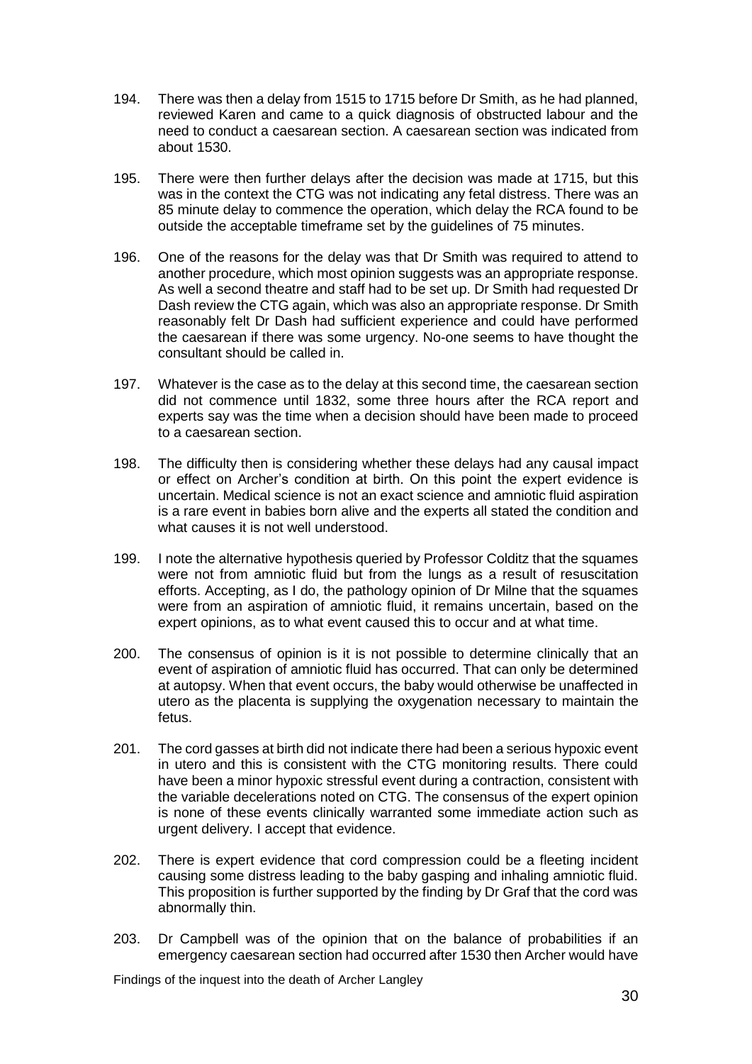194. There was then a delay from 1515 to 1715 before Dr Smith, as he had planned, reviewed Karen and came to a quick diagnosis of obstructed labour and the need to conduct a caesarean section. A caesarean section was indicated from about 1530.

195. There were then further delays after the decision was made at 1715, but this was in the context the CTG was not indicating any fetal distress. There was an 85 minute delay to commence the operation, which delay the RCA found to be outside the acceptable timeframe set by the guidelines of 75 minutes.

196. One of the reasons for the delay was that Dr Smith was required to attend to another procedure, which most opinion suggests was an appropriate response. As well a second theatre and staff had to be set up. Dr Smith had requested Dr Dash review the CTG again, which was also an appropriate response. Dr Smith reasonably felt Dr Dash had sufficient experience and could have performed the caesarean if there was some urgency. No-one seems to have thought the consultant should be called in.

197. Whatever is the case as to the delay at this second time, the caesarean section did not commence until 1832, some three hours after the RCA report and experts say was the time when a decision should have been made to proceed to a caesarean section.

198. The difficulty then is considering whether these delays had any causal impact or effect on Archer's condition at birth. On this point the expert evidence is uncertain. Medical science is not an exact science and amniotic fluid aspiration is a rare event in babies born alive and the experts all stated the condition and what causes it is not well understood.

199. I note the alternative hypothesis queried by Professor Colditz that the squames were not from amniotic fluid but from the lungs as a result of resuscitation efforts. Accepting, as I do, the pathology opinion of Dr Milne that the squames were from an aspiration of amniotic fluid, it remains uncertain, based on the expert opinions, as to what event caused this to occur and at what time.

200. The consensus of opinion is it is not possible to determine clinically that an event of aspiration of amniotic fluid has occurred. That can only be determined at autopsy. When that event occurs, the baby would otherwise be unaffected in utero as the placenta is supplying the oxygenation necessary to maintain the fetus.

201. The cord gasses at birth did not indicate there had been a serious hypoxic event in utero and this is consistent with the CTG monitoring results. There could have been a minor hypoxic stressful event during a contraction, consistent with the variable decelerations noted on CTG. The consensus of the expert opinion is none of these events clinically warranted some immediate action such as urgent delivery. I accept that evidence.

202. There is expert evidence that cord compression could be a fleeting incident causing some distress leading to the baby gasping and inhaling amniotic fluid. This proposition is further supported by the finding by Dr Graf that the cord was abnormally thin.

203. Dr Campbell was of the opinion that on the balance of probabilities if an emergency caesarean section had occurred after 1530 then Archer would have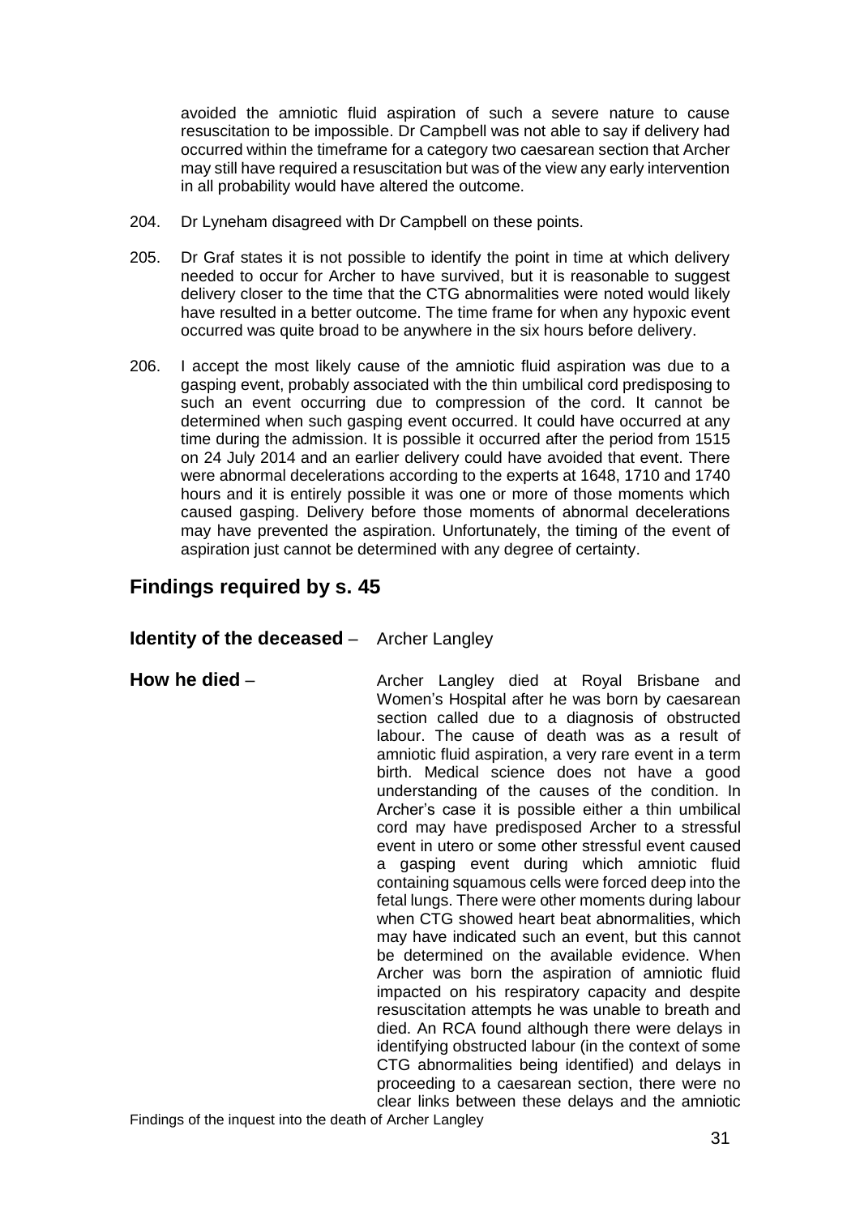avoided the amniotic fluid aspiration of such a severe nature to cause resuscitation to be impossible. Dr Campbell was not able to say if delivery had occurred within the timeframe for a category two caesarean section that Archer may still have required a resuscitation but was of the view any early intervention in all probability would have altered the outcome.

204. Dr Lyneham disagreed with Dr Campbell on these points.

205. Dr Graf states it is not possible to identify the point in time at which delivery needed to occur for Archer to have survived, but it is reasonable to suggest delivery closer to the time that the CTG abnormalities were noted would likely have resulted in a better outcome. The time frame for when any hypoxic event occurred was quite broad to be anywhere in the six hours before delivery.

206. I accept the most likely cause of the amniotic fluid aspiration was due to a gasping event, probably associated with the thin umbilical cord predisposing to such an event occurring due to compression of the cord. It cannot be determined when such gasping event occurred. It could have occurred at any time during the admission. It is possible it occurred after the period from 1515 on 24 July 2014 and an earlier delivery could have avoided that event. There were abnormal decelerations according to the experts at 1648, 1710 and 1740 hours and it is entirely possible it was one or more of those moments which caused gasping. Delivery before those moments of abnormal decelerations may have prevented the aspiration. Unfortunately, the timing of the event of aspiration just cannot be determined with any degree of certainty.

## Findings required by s. 45

**Identity of the deceased** – Archer Langley

**How he died** – Archer Langley died at Royal Brisbane and Women's Hospital after he was born by caesarean section called due to a diagnosis of obstructed labour. The cause of death was as a result of amniotic fluid aspiration, a very rare event in a term birth. Medical science does not have a good understanding of the causes of the condition. In Archer's case it is possible either a thin umbilical cord may have predisposed Archer to a stressful event in utero or some other stressful event caused a gasping event during which amniotic fluid containing squamous cells were forced deep into the fetal lungs. There were other moments during labour when CTG showed heart beat abnormalities, which may have indicated such an event, but this cannot be determined on the available evidence. When Archer was born the aspiration of amniotic fluid impacted on his respiratory capacity and despite resuscitation attempts he was unable to breath and died. An RCA found although there were delays in identifying obstructed labour (in the context of some CTG abnormalities being identified) and delays in proceeding to a caesarean section, there were no clear links between these delays and the amniotic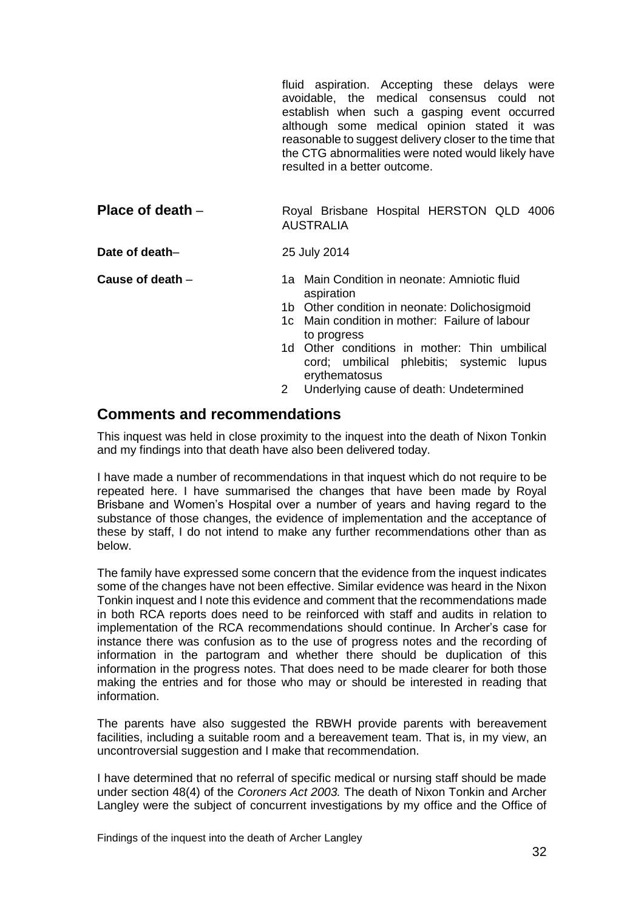fluid aspiration. Accepting these delays were avoidable, the medical consensus could not establish when such a gasping event occurred although some medical opinion stated it was reasonable to suggest delivery closer to the time that the CTG abnormalities were noted would likely have resulted in a better outcome.

**Place of death** – Royal Brisbane Hospital HERSTON QLD 4006 AUSTRALIA

**Date of death**– 25 July 2014

**Cause of death** –

- 1a Main Condition in neonate: Amniotic fluid aspiration
- 1b Other condition in neonate: Dolichosigmoid
- 1c Main condition in mother: Failure of labour to progress
- 1d Other conditions in mother: Thin umbilical cord; umbilical phlebitis; systemic lupus erythematosus
- 2 Underlying cause of death: Undetermined

## Comments and recommendations

This inquest was held in close proximity to the inquest into the death of Nixon Tonkin and my findings into that death have also been delivered today.

I have made a number of recommendations in that inquest which do not require to be repeated here. I have summarised the changes that have been made by Royal Brisbane and Women's Hospital over a number of years and having regard to the substance of those changes, the evidence of implementation and the acceptance of these by staff, I do not intend to make any further recommendations other than as below.

The family have expressed some concern that the evidence from the inquest indicates some of the changes have not been effective. Similar evidence was heard in the Nixon Tonkin inquest and I note this evidence and comment that the recommendations made in both RCA reports does need to be reinforced with staff and audits in relation to implementation of the RCA recommendations should continue. In Archer's case for instance there was confusion as to the use of progress notes and the recording of information in the partogram and whether there should be duplication of this information in the progress notes. That does need to be made clearer for both those making the entries and for those who may or should be interested in reading that information.

The parents have also suggested the RBWH provide parents with bereavement facilities, including a suitable room and a bereavement team. That is, in my view, an uncontroversial suggestion and I make that recommendation.

I have determined that no referral of specific medical or nursing staff should be made under section 48(4) of the *Coroners Act 2003.* The death of Nixon Tonkin and Archer Langley were the subject of concurrent investigations by my office and the Office of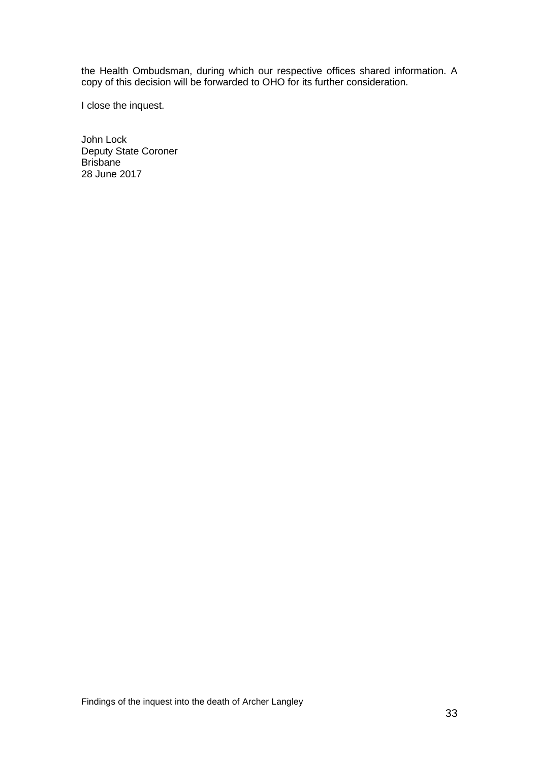the Health Ombudsman, during which our respective offices shared information. A copy of this decision will be forwarded to OHO for its further consideration.

I close the inquest.

John Lock  
Deputy State Coroner  
Brisbane  
28 June 2017